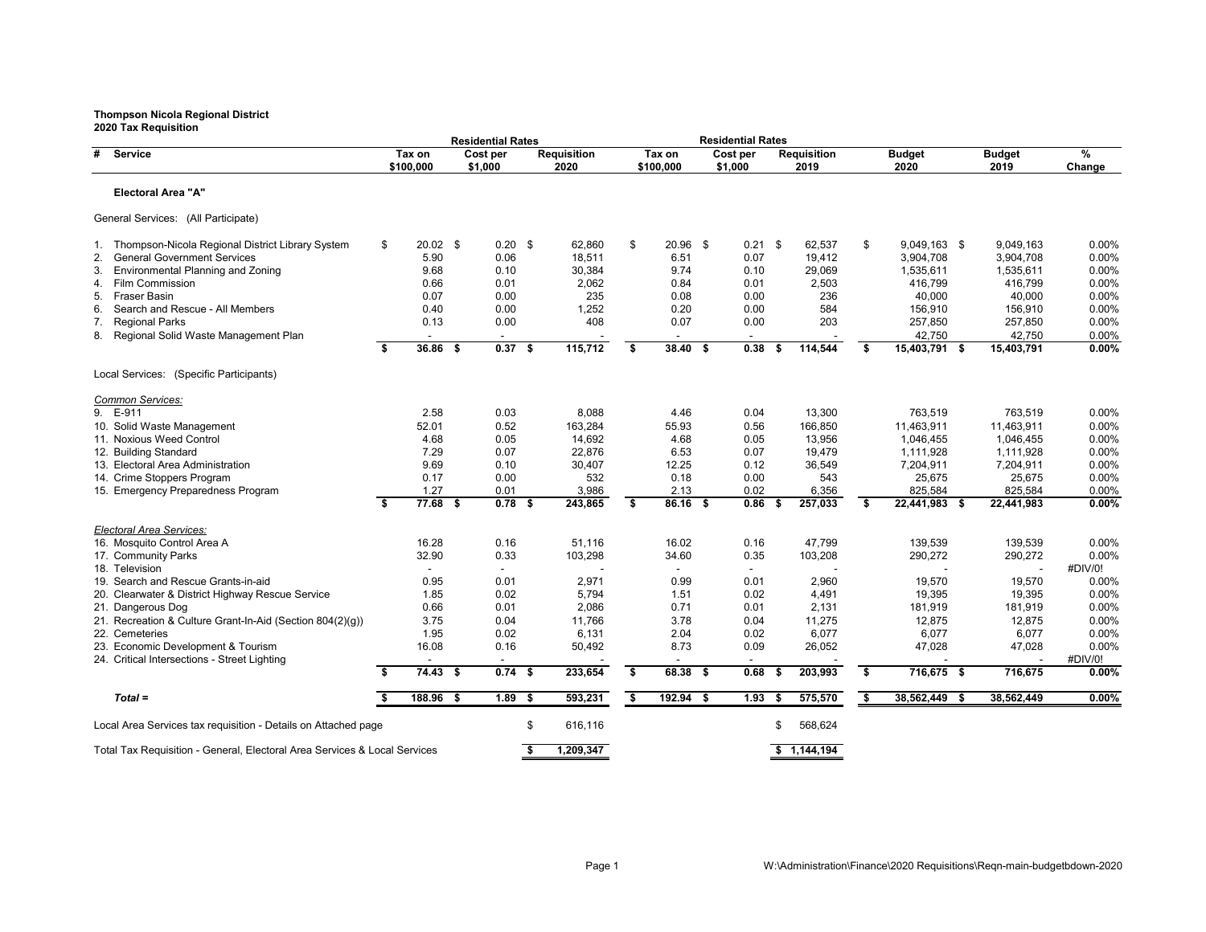**Thompson Nicola Regional District**
**2020 Tax Requisition**

| # | Service | Residential Rates Tax on $100,000 | Residential Rates Cost per $1,000 | Requisition 2020 | Residential Rates Tax on $100,000 | Residential Rates Cost per $1,000 | Requisition 2019 | Budget 2020 | Budget 2019 | % Change |
|---|---|---|---|---|---|---|---|---|---|---|
| | **Electoral Area "A"** | | | | | | | | | |
| | General Services: (All Participate) | | | | | | | | | |
| 1. | Thompson-Nicola Regional District Library System | $ 20.02 | $ 0.20 | $ 62,860 | $ 20.96 | $ 0.21 | $ 62,537 | $ 9,049,163 | $ 9,049,163 | 0.00% |
| 2. | General Government Services | 5.90 | 0.06 | 18,511 | 6.51 | 0.07 | 19,412 | 3,904,708 | 3,904,708 | 0.00% |
| 3. | Environmental Planning and Zoning | 9.68 | 0.10 | 30,384 | 9.74 | 0.10 | 29,069 | 1,535,611 | 1,535,611 | 0.00% |
| 4. | Film Commission | 0.66 | 0.01 | 2,062 | 0.84 | 0.01 | 2,503 | 416,799 | 416,799 | 0.00% |
| 5. | Fraser Basin | 0.07 | 0.00 | 235 | 0.08 | 0.00 | 236 | 40,000 | 40,000 | 0.00% |
| 6. | Search and Rescue - All Members | 0.40 | 0.00 | 1,252 | 0.20 | 0.00 | 584 | 156,910 | 156,910 | 0.00% |
| 7. | Regional Parks | 0.13 | 0.00 | 408 | 0.07 | 0.00 | 203 | 257,850 | 257,850 | 0.00% |
| 8. | Regional Solid Waste Management Plan | - | - | - | - | - | - | 42,750 | 42,750 | 0.00% |
| | | **$ 36.86** | **$ 0.37** | **$ 115,712** | **$ 38.40** | **$ 0.38** | **$ 114,544** | **$ 15,403,791** | **$ 15,403,791** | **0.00%** |
| | Local Services: (Specific Participants) | | | | | | | | | |
| | *Common Services:* | | | | | | | | | |
| 9. | E-911 | 2.58 | 0.03 | 8,088 | 4.46 | 0.04 | 13,300 | 763,519 | 763,519 | 0.00% |
| 10. | Solid Waste Management | 52.01 | 0.52 | 163,284 | 55.93 | 0.56 | 166,850 | 11,463,911 | 11,463,911 | 0.00% |
| 11. | Noxious Weed Control | 4.68 | 0.05 | 14,692 | 4.68 | 0.05 | 13,956 | 1,046,455 | 1,046,455 | 0.00% |
| 12. | Building Standard | 7.29 | 0.07 | 22,876 | 6.53 | 0.07 | 19,479 | 1,111,928 | 1,111,928 | 0.00% |
| 13. | Electoral Area Administration | 9.69 | 0.10 | 30,407 | 12.25 | 0.12 | 36,549 | 7,204,911 | 7,204,911 | 0.00% |
| 14. | Crime Stoppers Program | 0.17 | 0.00 | 532 | 0.18 | 0.00 | 543 | 25,675 | 25,675 | 0.00% |
| 15. | Emergency Preparedness Program | 1.27 | 0.01 | 3,986 | 2.13 | 0.02 | 6,356 | 825,584 | 825,584 | 0.00% |
| | | **$ 77.68** | **$ 0.78** | **$ 243,865** | **$ 86.16** | **$ 0.86** | **$ 257,033** | **$ 22,441,983** | **$ 22,441,983** | **0.00%** |
| | *Electoral Area Services:* | | | | | | | | | |
| 16. | Mosquito Control Area A | 16.28 | 0.16 | 51,116 | 16.02 | 0.16 | 47,799 | 139,539 | 139,539 | 0.00% |
| 17. | Community Parks | 32.90 | 0.33 | 103,298 | 34.60 | 0.35 | 103,208 | 290,272 | 290,272 | 0.00% |
| 18. | Television | - | - | - | - | - | - | - | - | #DIV/0! |
| 19. | Search and Rescue Grants-in-aid | 0.95 | 0.01 | 2,971 | 0.99 | 0.01 | 2,960 | 19,570 | 19,570 | 0.00% |
| 20. | Clearwater & District Highway Rescue Service | 1.85 | 0.02 | 5,794 | 1.51 | 0.02 | 4,491 | 19,395 | 19,395 | 0.00% |
| 21. | Dangerous Dog | 0.66 | 0.01 | 2,086 | 0.71 | 0.01 | 2,131 | 181,919 | 181,919 | 0.00% |
| 21. | Recreation & Culture Grant-In-Aid (Section 804(2)(g)) | 3.75 | 0.04 | 11,766 | 3.78 | 0.04 | 11,275 | 12,875 | 12,875 | 0.00% |
| 22. | Cemeteries | 1.95 | 0.02 | 6,131 | 2.04 | 0.02 | 6,077 | 6,077 | 6,077 | 0.00% |
| 23. | Economic Development & Tourism | 16.08 | 0.16 | 50,492 | 8.73 | 0.09 | 26,052 | 47,028 | 47,028 | 0.00% |
| 24. | Critical Intersections - Street Lighting | - | - | - | - | - | - | - | - | #DIV/0! |
| | | **$ 74.43** | **$ 0.74** | **$ 233,654** | **$ 68.38** | **$ 0.68** | **$ 203,993** | **$ 716,675** | **$ 716,675** | **0.00%** |
| | ***Total =*** | **$ 188.96** | **$ 1.89** | **$ 593,231** | **$ 192.94** | **$ 1.93** | **$ 575,570** | **$ 38,562,449** | **$ 38,562,449** | **0.00%** |
| | Local Area Services tax requisition - Details on Attached page | | | $ 616,116 | | | $ 568,624 | | | |
| | Total Tax Requisition - General, Electoral Area Services & Local Services | | | **$ 1,209,347** | | | **$ 1,144,194** | | | |

W:\Administration\Finance\2020 Requisitions\Reqn-main-budgetbdown-2020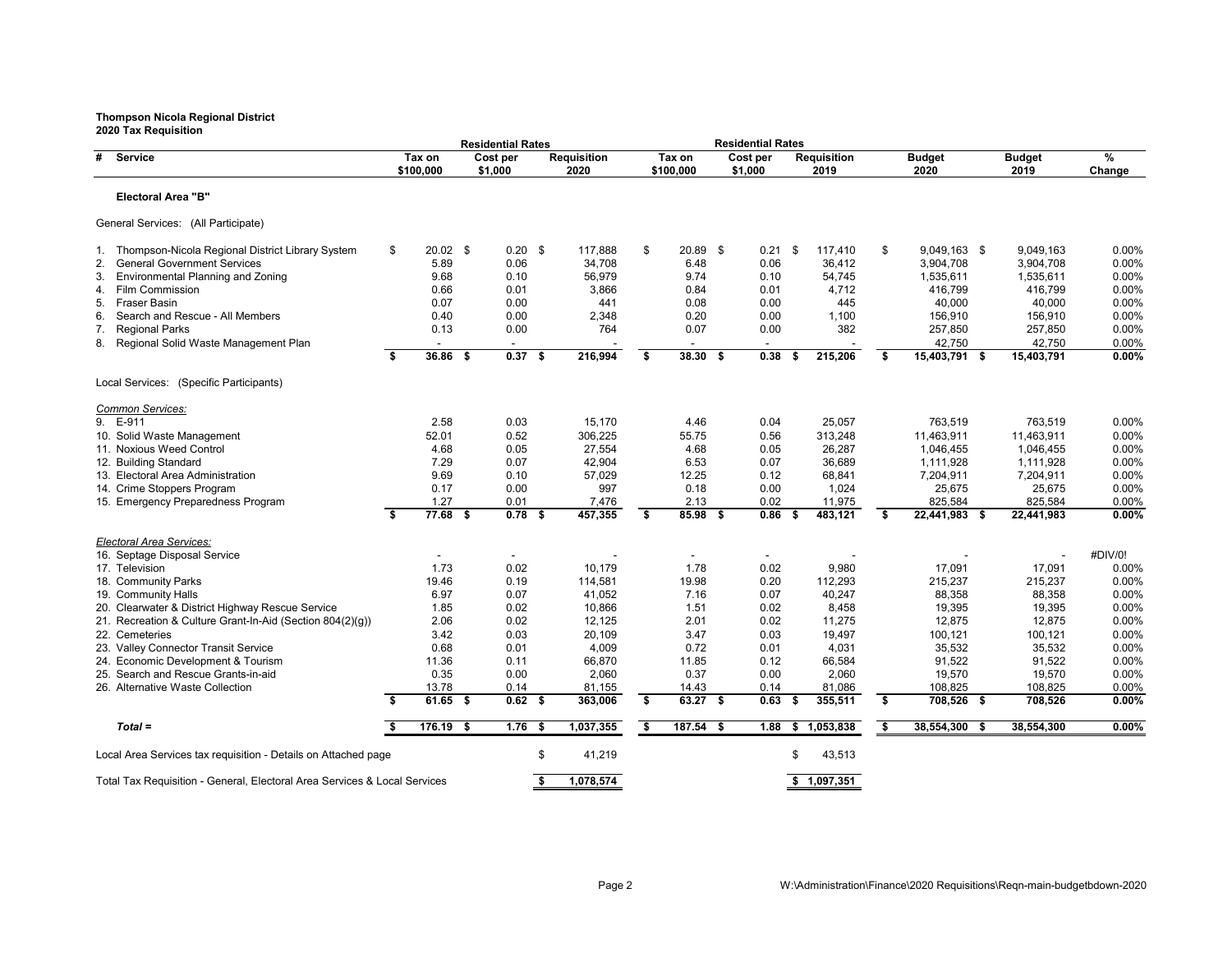**Thompson Nicola Regional District**
**2020 Tax Requisition**

| # | Service | Residential Rates Tax on $100,000 | Residential Rates Cost per $1,000 | Requisition 2020 | Residential Rates Tax on $100,000 | Residential Rates Cost per $1,000 | Requisition 2019 | Budget 2020 | Budget 2019 | % Change |
|---|---|---|---|---|---|---|---|---|---|---|
| | **Electoral Area "B"** | | | | | | | | | |
| | General Services: (All Participate) | | | | | | | | | |
| 1. | Thompson-Nicola Regional District Library System | $ 20.02 | $ 0.20 | $ 117,888 | $ 20.89 | $ 0.21 | $ 117,410 | $ 9,049,163 | $ 9,049,163 | 0.00% |
| 2. | General Government Services | 5.89 | 0.06 | 34,708 | 6.48 | 0.06 | 36,412 | 3,904,708 | 3,904,708 | 0.00% |
| 3. | Environmental Planning and Zoning | 9.68 | 0.10 | 56,979 | 9.74 | 0.10 | 54,745 | 1,535,611 | 1,535,611 | 0.00% |
| 4. | Film Commission | 0.66 | 0.01 | 3,866 | 0.84 | 0.01 | 4,712 | 416,799 | 416,799 | 0.00% |
| 5. | Fraser Basin | 0.07 | 0.00 | 441 | 0.08 | 0.00 | 445 | 40,000 | 40,000 | 0.00% |
| 6. | Search and Rescue - All Members | 0.40 | 0.00 | 2,348 | 0.20 | 0.00 | 1,100 | 156,910 | 156,910 | 0.00% |
| 7. | Regional Parks | 0.13 | 0.00 | 764 | 0.07 | 0.00 | 382 | 257,850 | 257,850 | 0.00% |
| 8. | Regional Solid Waste Management Plan | - | - | - | - | - | - | 42,750 | 42,750 | 0.00% |
| | | **$ 36.86** | **$ 0.37** | **$ 216,994** | **$ 38.30** | **$ 0.38** | **$ 215,206** | **$ 15,403,791** | **$ 15,403,791** | **0.00%** |
| | Local Services: (Specific Participants) | | | | | | | | | |
| | *Common Services:* | | | | | | | | | |
| 9. | E-911 | 2.58 | 0.03 | 15,170 | 4.46 | 0.04 | 25,057 | 763,519 | 763,519 | 0.00% |
| 10. | Solid Waste Management | 52.01 | 0.52 | 306,225 | 55.75 | 0.56 | 313,248 | 11,463,911 | 11,463,911 | 0.00% |
| 11. | Noxious Weed Control | 4.68 | 0.05 | 27,554 | 4.68 | 0.05 | 26,287 | 1,046,455 | 1,046,455 | 0.00% |
| 12. | Building Standard | 7.29 | 0.07 | 42,904 | 6.53 | 0.07 | 36,689 | 1,111,928 | 1,111,928 | 0.00% |
| 13. | Electoral Area Administration | 9.69 | 0.10 | 57,029 | 12.25 | 0.12 | 68,841 | 7,204,911 | 7,204,911 | 0.00% |
| 14. | Crime Stoppers Program | 0.17 | 0.00 | 997 | 0.18 | 0.00 | 1,024 | 25,675 | 25,675 | 0.00% |
| 15. | Emergency Preparedness Program | 1.27 | 0.01 | 7,476 | 2.13 | 0.02 | 11,975 | 825,584 | 825,584 | 0.00% |
| | | **$ 77.68** | **$ 0.78** | **$ 457,355** | **$ 85.98** | **$ 0.86** | **$ 483,121** | **$ 22,441,983** | **$ 22,441,983** | **0.00%** |
| | *Electoral Area Services:* | | | | | | | | | |
| 16. | Septage Disposal Service | - | - | - | - | - | - | - | - | #DIV/0! |
| 17. | Television | 1.73 | 0.02 | 10,179 | 1.78 | 0.02 | 9,980 | 17,091 | 17,091 | 0.00% |
| 18. | Community Parks | 19.46 | 0.19 | 114,581 | 19.98 | 0.20 | 112,293 | 215,237 | 215,237 | 0.00% |
| 19. | Community Halls | 6.97 | 0.07 | 41,052 | 7.16 | 0.07 | 40,247 | 88,358 | 88,358 | 0.00% |
| 20. | Clearwater & District Highway Rescue Service | 1.85 | 0.02 | 10,866 | 1.51 | 0.02 | 8,458 | 19,395 | 19,395 | 0.00% |
| 21. | Recreation & Culture Grant-In-Aid (Section 804(2)(g)) | 2.06 | 0.02 | 12,125 | 2.01 | 0.02 | 11,275 | 12,875 | 12,875 | 0.00% |
| 22. | Cemeteries | 3.42 | 0.03 | 20,109 | 3.47 | 0.03 | 19,497 | 100,121 | 100,121 | 0.00% |
| 23. | Valley Connector Transit Service | 0.68 | 0.01 | 4,009 | 0.72 | 0.01 | 4,031 | 35,532 | 35,532 | 0.00% |
| 24. | Economic Development & Tourism | 11.36 | 0.11 | 66,870 | 11.85 | 0.12 | 66,584 | 91,522 | 91,522 | 0.00% |
| 25. | Search and Rescue Grants-in-aid | 0.35 | 0.00 | 2,060 | 0.37 | 0.00 | 2,060 | 19,570 | 19,570 | 0.00% |
| 26. | Alternative Waste Collection | 13.78 | 0.14 | 81,155 | 14.43 | 0.14 | 81,086 | 108,825 | 108,825 | 0.00% |
| | | **$ 61.65** | **$ 0.62** | **$ 363,006** | **$ 63.27** | **$ 0.63** | **$ 355,511** | **$ 708,526** | **$ 708,526** | **0.00%** |
| | ***Total =*** | **$ 176.19** | **$ 1.76** | **$ 1,037,355** | **$ 187.54** | **$ 1.88** | **$ 1,053,838** | **$ 38,554,300** | **$ 38,554,300** | **0.00%** |
| | Local Area Services tax requisition - Details on Attached page | | | $ 41,219 | | | $ 43,513 | | | |
| | Total Tax Requisition - General, Electoral Area Services & Local Services | | | **$ 1,078,574** | | | **$ 1,097,351** | | | |

W:\Administration\Finance\2020 Requisitions\Reqn-main-budgetbdown-2020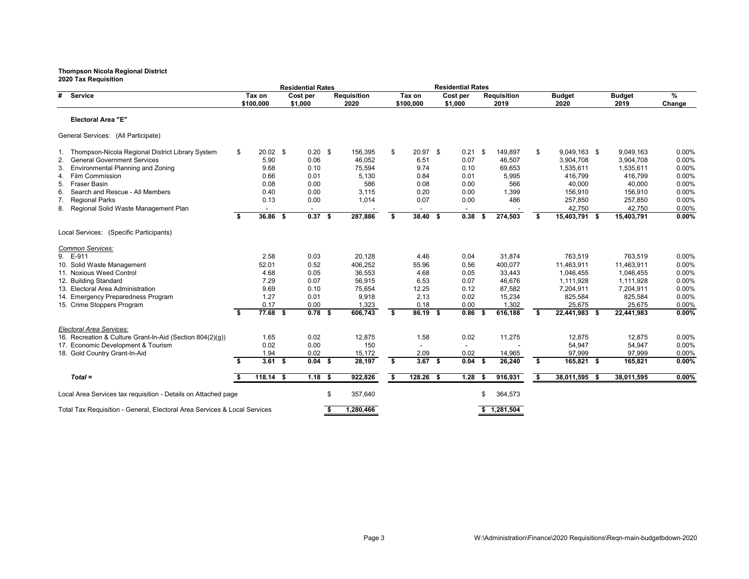**Thompson Nicola Regional District**
**2020 Tax Requisition**

| # | Service | Residential Rates Tax on $100,000 | Residential Rates Cost per $1,000 | Requisition 2020 | Residential Rates Tax on $100,000 | Residential Rates Cost per $1,000 | Requisition 2019 | Budget 2020 | Budget 2019 | % Change |
|---|---|---|---|---|---|---|---|---|---|---|
| | **Electoral Area "E"** | | | | | | | | | |
| | General Services: (All Participate) | | | | | | | | | |
| 1. | Thompson-Nicola Regional District Library System | $ 20.02 | $ 0.20 | $ 156,395 | $ 20.97 | $ 0.21 | $ 149,897 | $ 9,049,163 | $ 9,049,163 | 0.00% |
| 2. | General Government Services | 5.90 | 0.06 | 46,052 | 6.51 | 0.07 | 46,507 | 3,904,708 | 3,904,708 | 0.00% |
| 3. | Environmental Planning and Zoning | 9.68 | 0.10 | 75,594 | 9.74 | 0.10 | 69,653 | 1,535,611 | 1,535,611 | 0.00% |
| 4. | Film Commission | 0.66 | 0.01 | 5,130 | 0.84 | 0.01 | 5,995 | 416,799 | 416,799 | 0.00% |
| 5. | Fraser Basin | 0.08 | 0.00 | 586 | 0.08 | 0.00 | 566 | 40,000 | 40,000 | 0.00% |
| 6. | Search and Rescue - All Members | 0.40 | 0.00 | 3,115 | 0.20 | 0.00 | 1,399 | 156,910 | 156,910 | 0.00% |
| 7. | Regional Parks | 0.13 | 0.00 | 1,014 | 0.07 | 0.00 | 486 | 257,850 | 257,850 | 0.00% |
| 8. | Regional Solid Waste Management Plan | - | - | - | - | - | - | 42,750 | 42,750 | 0.00% |
| | | **$ 36.86** | **$ 0.37** | **$ 287,886** | **$ 38.40** | **$ 0.38** | **$ 274,503** | **$ 15,403,791** | **$ 15,403,791** | **0.00%** |
| | Local Services: (Specific Participants) | | | | | | | | | |
| | *Common Services:* | | | | | | | | | |
| 9. | E-911 | 2.58 | 0.03 | 20,128 | 4.46 | 0.04 | 31,874 | 763,519 | 763,519 | 0.00% |
| 10. | Solid Waste Management | 52.01 | 0.52 | 406,252 | 55.96 | 0.56 | 400,077 | 11,463,911 | 11,463,911 | 0.00% |
| 11. | Noxious Weed Control | 4.68 | 0.05 | 36,553 | 4.68 | 0.05 | 33,443 | 1,046,455 | 1,046,455 | 0.00% |
| 12. | Building Standard | 7.29 | 0.07 | 56,915 | 6.53 | 0.07 | 46,676 | 1,111,928 | 1,111,928 | 0.00% |
| 13. | Electoral Area Administration | 9.69 | 0.10 | 75,654 | 12.25 | 0.12 | 87,582 | 7,204,911 | 7,204,911 | 0.00% |
| 14. | Emergency Preparedness Program | 1.27 | 0.01 | 9,918 | 2.13 | 0.02 | 15,234 | 825,584 | 825,584 | 0.00% |
| 15. | Crime Stoppers Program | 0.17 | 0.00 | 1,323 | 0.18 | 0.00 | 1,302 | 25,675 | 25,675 | 0.00% |
| | | **$ 77.68** | **$ 0.78** | **$ 606,743** | **$ 86.19** | **$ 0.86** | **$ 616,188** | **$ 22,441,983** | **$ 22,441,983** | **0.00%** |
| | *Electoral Area Services:* | | | | | | | | | |
| 16. | Recreation & Culture Grant-In-Aid (Section 804(2)(g)) | 1.65 | 0.02 | 12,875 | 1.58 | 0.02 | 11,275 | 12,875 | 12,875 | 0.00% |
| 17. | Economic Development & Tourism | 0.02 | 0.00 | 150 | - | - | - | 54,947 | 54,947 | 0.00% |
| 18. | Gold Country Grant-In-Aid | 1.94 | 0.02 | 15,172 | 2.09 | 0.02 | 14,965 | 97,999 | 97,999 | 0.00% |
| | | **$ 3.61** | **$ 0.04** | **$ 28,197** | **$ 3.67** | **$ 0.04** | **$ 26,240** | **$ 165,821** | **$ 165,821** | **0.00%** |
| | ***Total =*** | **$ 118.14** | **$ 1.18** | **$ 922,826** | **$ 128.26** | **$ 1.28** | **$ 916,931** | **$ 38,011,595** | **$ 38,011,595** | **0.00%** |
| | Local Area Services tax requisition - Details on Attached page | | | $ 357,640 | | | $ 364,573 | | | |
| | Total Tax Requisition - General, Electoral Area Services & Local Services | | | **$ 1,280,466** | | | **$ 1,281,504** | | | |

W:\Administration\Finance\2020 Requisitions\Reqn-main-budgetbdown-2020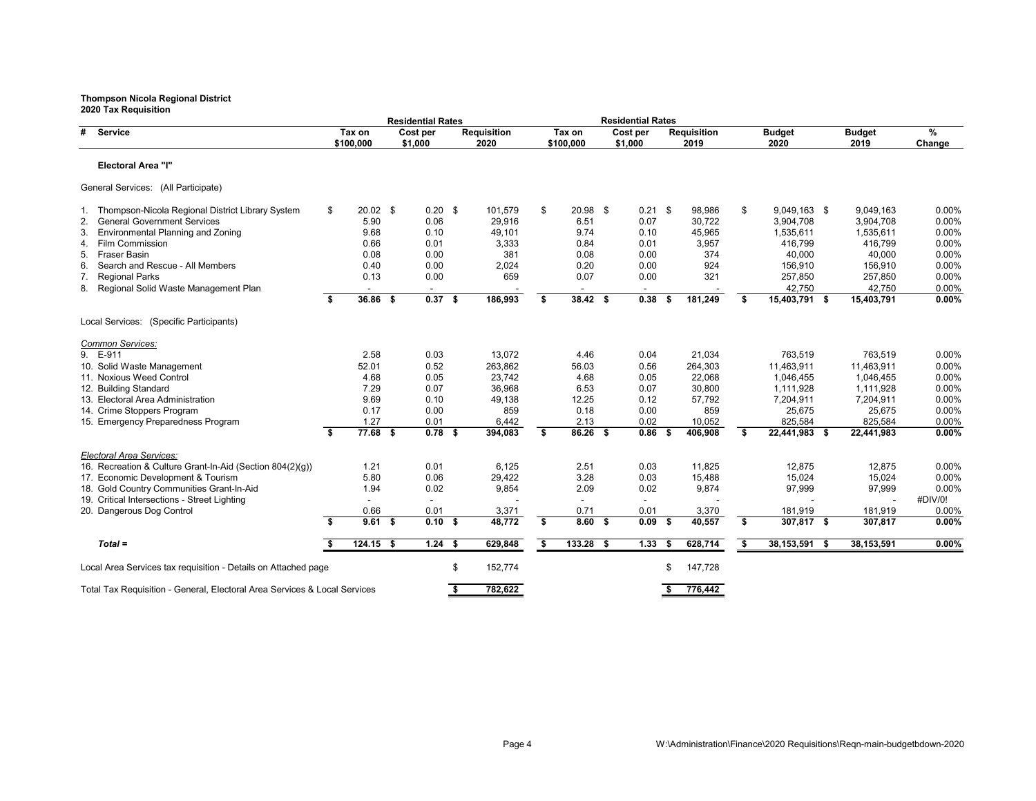**Thompson Nicola Regional District**
**2020 Tax Requisition**

| # | Service | Residential Rates Tax on $100,000 | Residential Rates Cost per $1,000 | Requisition 2020 | Residential Rates Tax on $100,000 | Residential Rates Cost per $1,000 | Requisition 2019 | Budget 2020 | Budget 2019 | % Change |
|---|---|---|---|---|---|---|---|---|---|---|
| | **Electoral Area "I"** | | | | | | | | | |
| | General Services: (All Participate) | | | | | | | | | |
| 1. | Thompson-Nicola Regional District Library System | $ 20.02 | $ 0.20 | $ 101,579 | $ 20.98 | $ 0.21 | $ 98,986 | $ 9,049,163 | $ 9,049,163 | 0.00% |
| 2. | General Government Services | 5.90 | 0.06 | 29,916 | 6.51 | 0.07 | 30,722 | 3,904,708 | 3,904,708 | 0.00% |
| 3. | Environmental Planning and Zoning | 9.68 | 0.10 | 49,101 | 9.74 | 0.10 | 45,965 | 1,535,611 | 1,535,611 | 0.00% |
| 4. | Film Commission | 0.66 | 0.01 | 3,333 | 0.84 | 0.01 | 3,957 | 416,799 | 416,799 | 0.00% |
| 5. | Fraser Basin | 0.08 | 0.00 | 381 | 0.08 | 0.00 | 374 | 40,000 | 40,000 | 0.00% |
| 6. | Search and Rescue - All Members | 0.40 | 0.00 | 2,024 | 0.20 | 0.00 | 924 | 156,910 | 156,910 | 0.00% |
| 7. | Regional Parks | 0.13 | 0.00 | 659 | 0.07 | 0.00 | 321 | 257,850 | 257,850 | 0.00% |
| 8. | Regional Solid Waste Management Plan | - | - | - | - | - | - | 42,750 | 42,750 | 0.00% |
| | | **$ 36.86** | **$ 0.37** | **$ 186,993** | **$ 38.42** | **$ 0.38** | **$ 181,249** | **$ 15,403,791** | **$ 15,403,791** | **0.00%** |
| | Local Services: (Specific Participants) | | | | | | | | | |
| | *Common Services:* | | | | | | | | | |
| 9. | E-911 | 2.58 | 0.03 | 13,072 | 4.46 | 0.04 | 21,034 | 763,519 | 763,519 | 0.00% |
| 10. | Solid Waste Management | 52.01 | 0.52 | 263,862 | 56.03 | 0.56 | 264,303 | 11,463,911 | 11,463,911 | 0.00% |
| 11. | Noxious Weed Control | 4.68 | 0.05 | 23,742 | 4.68 | 0.05 | 22,068 | 1,046,455 | 1,046,455 | 0.00% |
| 12. | Building Standard | 7.29 | 0.07 | 36,968 | 6.53 | 0.07 | 30,800 | 1,111,928 | 1,111,928 | 0.00% |
| 13. | Electoral Area Administration | 9.69 | 0.10 | 49,138 | 12.25 | 0.12 | 57,792 | 7,204,911 | 7,204,911 | 0.00% |
| 14. | Crime Stoppers Program | 0.17 | 0.00 | 859 | 0.18 | 0.00 | 859 | 25,675 | 25,675 | 0.00% |
| 15. | Emergency Preparedness Program | 1.27 | 0.01 | 6,442 | 2.13 | 0.02 | 10,052 | 825,584 | 825,584 | 0.00% |
| | | **$ 77.68** | **$ 0.78** | **$ 394,083** | **$ 86.26** | **$ 0.86** | **$ 406,908** | **$ 22,441,983** | **$ 22,441,983** | **0.00%** |
| | *Electoral Area Services:* | | | | | | | | | |
| 16. | Recreation & Culture Grant-In-Aid (Section 804(2)(g)) | 1.21 | 0.01 | 6,125 | 2.51 | 0.03 | 11,825 | 12,875 | 12,875 | 0.00% |
| 17. | Economic Development & Tourism | 5.80 | 0.06 | 29,422 | 3.28 | 0.03 | 15,488 | 15,024 | 15,024 | 0.00% |
| 18. | Gold Country Communities Grant-In-Aid | 1.94 | 0.02 | 9,854 | 2.09 | 0.02 | 9,874 | 97,999 | 97,999 | 0.00% |
| 19. | Critical Intersections - Street Lighting | - | - | - | - | - | - | - | - | #DIV/0! |
| 20. | Dangerous Dog Control | 0.66 | 0.01 | 3,371 | 0.71 | 0.01 | 3,370 | 181,919 | 181,919 | 0.00% |
| | | **$ 9.61** | **$ 0.10** | **$ 48,772** | **$ 8.60** | **$ 0.09** | **$ 40,557** | **$ 307,817** | **$ 307,817** | **0.00%** |
| | ***Total =*** | **$ 124.15** | **$ 1.24** | **$ 629,848** | **$ 133.28** | **$ 1.33** | **$ 628,714** | **$ 38,153,591** | **$ 38,153,591** | **0.00%** |
| | Local Area Services tax requisition - Details on Attached page | | | $ 152,774 | | | $ 147,728 | | | |
| | Total Tax Requisition - General, Electoral Area Services & Local Services | | | **$ 782,622** | | | **$ 776,442** | | | |

W:\Administration\Finance\2020 Requisitions\Reqn-main-budgetbdown-2020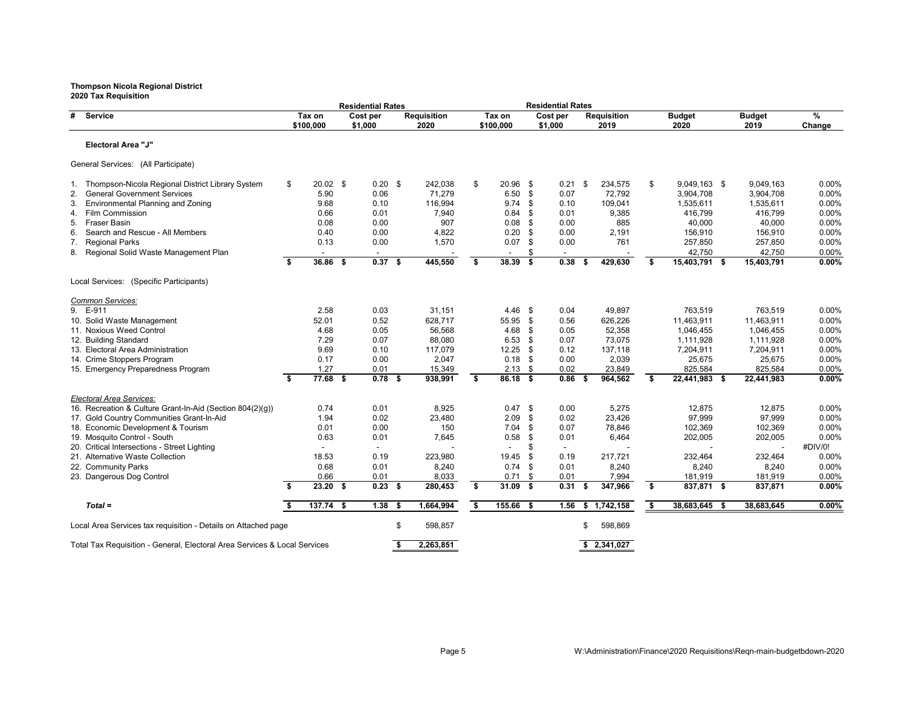**Thompson Nicola Regional District**
**2020 Tax Requisition**

| # | Service | Residential Rates Tax on $100,000 | Residential Rates Cost per $1,000 | Requisition 2020 | Residential Rates Tax on $100,000 | Residential Rates Cost per $1,000 | Requisition 2019 | Budget 2020 | Budget 2019 | % Change |
|---|---|---|---|---|---|---|---|---|---|---|
| | **Electoral Area "J"** | | | | | | | | | |
| | General Services: (All Participate) | | | | | | | | | |
| 1. | Thompson-Nicola Regional District Library System | $ 20.02 | $ 0.20 | $ 242,038 | $ 20.96 | $ 0.21 | $ 234,575 | $ 9,049,163 | $ 9,049,163 | 0.00% |
| 2. | General Government Services | 5.90 | 0.06 | 71,279 | 6.50 | $ 0.07 | 72,792 | 3,904,708 | 3,904,708 | 0.00% |
| 3. | Environmental Planning and Zoning | 9.68 | 0.10 | 116,994 | 9.74 | $ 0.10 | 109,041 | 1,535,611 | 1,535,611 | 0.00% |
| 4. | Film Commission | 0.66 | 0.01 | 7,940 | 0.84 | $ 0.01 | 9,385 | 416,799 | 416,799 | 0.00% |
| 5. | Fraser Basin | 0.08 | 0.00 | 907 | 0.08 | $ 0.00 | 885 | 40,000 | 40,000 | 0.00% |
| 6. | Search and Rescue - All Members | 0.40 | 0.00 | 4,822 | 0.20 | $ 0.00 | 2,191 | 156,910 | 156,910 | 0.00% |
| 7. | Regional Parks | 0.13 | 0.00 | 1,570 | 0.07 | $ 0.00 | 761 | 257,850 | 257,850 | 0.00% |
| 8. | Regional Solid Waste Management Plan | - | - | - | - | $ - | - | 42,750 | 42,750 | 0.00% |
| | | **$ 36.86** | **$ 0.37** | **$ 445,550** | **$ 38.39** | **$ 0.38** | **$ 429,630** | **$ 15,403,791** | **$ 15,403,791** | **0.00%** |
| | Local Services: (Specific Participants) | | | | | | | | | |
| | *Common Services:* | | | | | | | | | |
| 9. | E-911 | 2.58 | 0.03 | 31,151 | 4.46 | $ 0.04 | 49,897 | 763,519 | 763,519 | 0.00% |
| 10. | Solid Waste Management | 52.01 | 0.52 | 628,717 | 55.95 | $ 0.56 | 626,226 | 11,463,911 | 11,463,911 | 0.00% |
| 11. | Noxious Weed Control | 4.68 | 0.05 | 56,568 | 4.68 | $ 0.05 | 52,358 | 1,046,455 | 1,046,455 | 0.00% |
| 12. | Building Standard | 7.29 | 0.07 | 88,080 | 6.53 | $ 0.07 | 73,075 | 1,111,928 | 1,111,928 | 0.00% |
| 13. | Electoral Area Administration | 9.69 | 0.10 | 117,079 | 12.25 | $ 0.12 | 137,118 | 7,204,911 | 7,204,911 | 0.00% |
| 14. | Crime Stoppers Program | 0.17 | 0.00 | 2,047 | 0.18 | $ 0.00 | 2,039 | 25,675 | 25,675 | 0.00% |
| 15. | Emergency Preparedness Program | 1.27 | 0.01 | 15,349 | 2.13 | $ 0.02 | 23,849 | 825,584 | 825,584 | 0.00% |
| | | **$ 77.68** | **$ 0.78** | **$ 938,991** | **$ 86.18** | **$ 0.86** | **$ 964,562** | **$ 22,441,983** | **$ 22,441,983** | **0.00%** |
| | *Electoral Area Services:* | | | | | | | | | |
| 16. | Recreation & Culture Grant-In-Aid (Section 804(2)(g)) | 0.74 | 0.01 | 8,925 | 0.47 | $ 0.00 | 5,275 | 12,875 | 12,875 | 0.00% |
| 17. | Gold Country Communities Grant-In-Aid | 1.94 | 0.02 | 23,480 | 2.09 | $ 0.02 | 23,426 | 97,999 | 97,999 | 0.00% |
| 18. | Economic Development & Tourism | 0.01 | 0.00 | 150 | 7.04 | $ 0.07 | 78,846 | 102,369 | 102,369 | 0.00% |
| 19. | Mosquito Control - South | 0.63 | 0.01 | 7,645 | 0.58 | $ 0.01 | 6,464 | 202,005 | 202,005 | 0.00% |
| 20. | Critical Intersections - Street Lighting | - | - | - | - | $ - | - | - | - | #DIV/0! |
| 21. | Alternative Waste Collection | 18.53 | 0.19 | 223,980 | 19.45 | $ 0.19 | 217,721 | 232,464 | 232,464 | 0.00% |
| 22. | Community Parks | 0.68 | 0.01 | 8,240 | 0.74 | $ 0.01 | 8,240 | 8,240 | 8,240 | 0.00% |
| 23. | Dangerous Dog Control | 0.66 | 0.01 | 8,033 | 0.71 | $ 0.01 | 7,994 | 181,919 | 181,919 | 0.00% |
| | | **$ 23.20** | **$ 0.23** | **$ 280,453** | **$ 31.09** | **$ 0.31** | **$ 347,966** | **$ 837,871** | **$ 837,871** | **0.00%** |
| | ***Total =*** | **$ 137.74** | **$ 1.38** | **$ 1,664,994** | **$ 155.66** | **$ 1.56** | **$ 1,742,158** | **$ 38,683,645** | **$ 38,683,645** | **0.00%** |
| | Local Area Services tax requisition - Details on Attached page | | | $ 598,857 | | | $ 598,869 | | | |
| | Total Tax Requisition - General, Electoral Area Services & Local Services | | | **$ 2,263,851** | | | **$ 2,341,027** | | | |

W:\Administration\Finance\2020 Requisitions\Reqn-main-budgetbdown-2020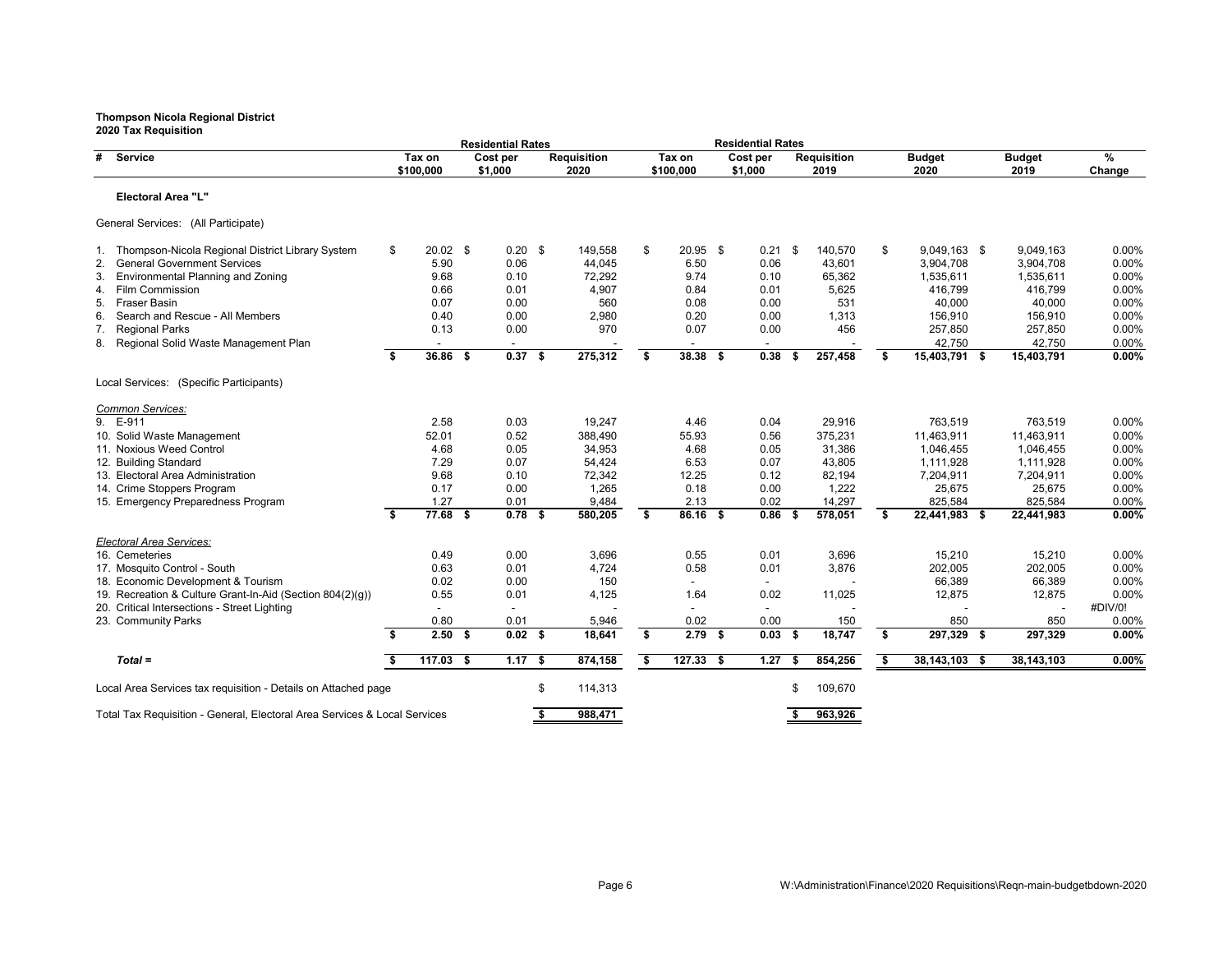**Thompson Nicola Regional District**
**2020 Tax Requisition**

| # | Service | Residential Rates Tax on $100,000 | Residential Rates Cost per $1,000 | Requisition 2020 | Residential Rates Tax on $100,000 | Residential Rates Cost per $1,000 | Requisition 2019 | Budget 2020 | Budget 2019 | % Change |
|---|---|---|---|---|---|---|---|---|---|---|
| | **Electoral Area "L"** | | | | | | | | | |
| | General Services: (All Participate) | | | | | | | | | |
| 1. | Thompson-Nicola Regional District Library System | $ 20.02 | $ 0.20 | $ 149,558 | $ 20.95 | $ 0.21 | $ 140,570 | $ 9,049,163 | $ 9,049,163 | 0.00% |
| 2. | General Government Services | 5.90 | 0.06 | 44,045 | 6.50 | 0.06 | 43,601 | 3,904,708 | 3,904,708 | 0.00% |
| 3. | Environmental Planning and Zoning | 9.68 | 0.10 | 72,292 | 9.74 | 0.10 | 65,362 | 1,535,611 | 1,535,611 | 0.00% |
| 4. | Film Commission | 0.66 | 0.01 | 4,907 | 0.84 | 0.01 | 5,625 | 416,799 | 416,799 | 0.00% |
| 5. | Fraser Basin | 0.07 | 0.00 | 560 | 0.08 | 0.00 | 531 | 40,000 | 40,000 | 0.00% |
| 6. | Search and Rescue - All Members | 0.40 | 0.00 | 2,980 | 0.20 | 0.00 | 1,313 | 156,910 | 156,910 | 0.00% |
| 7. | Regional Parks | 0.13 | 0.00 | 970 | 0.07 | 0.00 | 456 | 257,850 | 257,850 | 0.00% |
| 8. | Regional Solid Waste Management Plan | - | - | - | - | - | - | 42,750 | 42,750 | 0.00% |
| | | **$ 36.86** | **$ 0.37** | **$ 275,312** | **$ 38.38** | **$ 0.38** | **$ 257,458** | **$ 15,403,791** | **$ 15,403,791** | **0.00%** |
| | Local Services: (Specific Participants) | | | | | | | | | |
| | *Common Services:* | | | | | | | | | |
| 9. | E-911 | 2.58 | 0.03 | 19,247 | 4.46 | 0.04 | 29,916 | 763,519 | 763,519 | 0.00% |
| 10. | Solid Waste Management | 52.01 | 0.52 | 388,490 | 55.93 | 0.56 | 375,231 | 11,463,911 | 11,463,911 | 0.00% |
| 11. | Noxious Weed Control | 4.68 | 0.05 | 34,953 | 4.68 | 0.05 | 31,386 | 1,046,455 | 1,046,455 | 0.00% |
| 12. | Building Standard | 7.29 | 0.07 | 54,424 | 6.53 | 0.07 | 43,805 | 1,111,928 | 1,111,928 | 0.00% |
| 13. | Electoral Area Administration | 9.68 | 0.10 | 72,342 | 12.25 | 0.12 | 82,194 | 7,204,911 | 7,204,911 | 0.00% |
| 14. | Crime Stoppers Program | 0.17 | 0.00 | 1,265 | 0.18 | 0.00 | 1,222 | 25,675 | 25,675 | 0.00% |
| 15. | Emergency Preparedness Program | 1.27 | 0.01 | 9,484 | 2.13 | 0.02 | 14,297 | 825,584 | 825,584 | 0.00% |
| | | **$ 77.68** | **$ 0.78** | **$ 580,205** | **$ 86.16** | **$ 0.86** | **$ 578,051** | **$ 22,441,983** | **$ 22,441,983** | **0.00%** |
| | *Electoral Area Services:* | | | | | | | | | |
| 16. | Cemeteries | 0.49 | 0.00 | 3,696 | 0.55 | 0.01 | 3,696 | 15,210 | 15,210 | 0.00% |
| 17. | Mosquito Control - South | 0.63 | 0.01 | 4,724 | 0.58 | 0.01 | 3,876 | 202,005 | 202,005 | 0.00% |
| 18. | Economic Development & Tourism | 0.02 | 0.00 | 150 | - | - | - | 66,389 | 66,389 | 0.00% |
| 19. | Recreation & Culture Grant-In-Aid (Section 804(2)(g)) | 0.55 | 0.01 | 4,125 | 1.64 | 0.02 | 11,025 | 12,875 | 12,875 | 0.00% |
| 20. | Critical Intersections - Street Lighting | - | - | - | - | - | - | - | - | #DIV/0! |
| 23. | Community Parks | 0.80 | 0.01 | 5,946 | 0.02 | 0.00 | 150 | 850 | 850 | 0.00% |
| | | **$ 2.50** | **$ 0.02** | **$ 18,641** | **$ 2.79** | **$ 0.03** | **$ 18,747** | **$ 297,329** | **$ 297,329** | **0.00%** |
| | ***Total =*** | **$ 117.03** | **$ 1.17** | **$ 874,158** | **$ 127.33** | **$ 1.27** | **$ 854,256** | **$ 38,143,103** | **$ 38,143,103** | **0.00%** |

| | Requisition 2020 | Requisition 2019 |
|---|---|---|
| Local Area Services tax requisition - Details on Attached page | $ 114,313 | $ 109,670 |
| Total Tax Requisition - General, Electoral Area Services & Local Services | **$ 988,471** | **$ 963,926** |

W:\Administration\Finance\2020 Requisitions\Reqn-main-budgetbdown-2020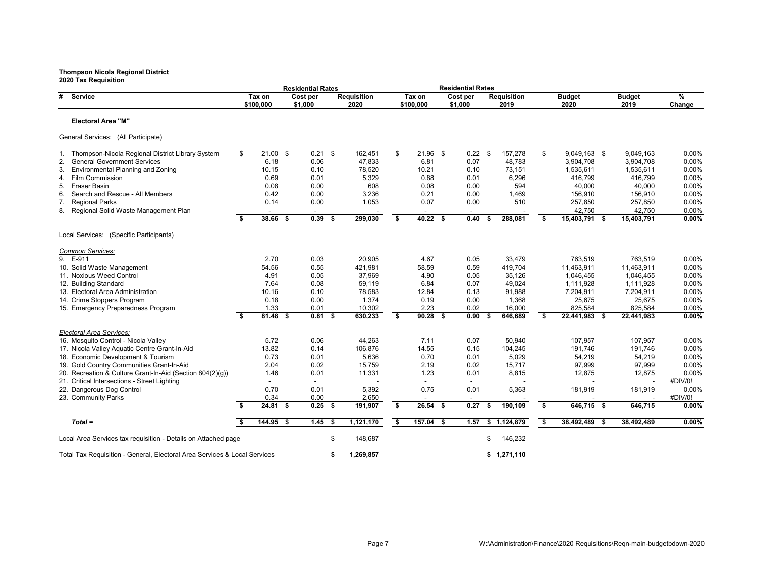**Thompson Nicola Regional District**
**2020 Tax Requisition**

| # | Service | Tax on $100,000 (Residential Rates 2020) | Cost per $1,000 (Residential Rates 2020) | Requisition 2020 | Tax on $100,000 (Residential Rates 2019) | Cost per $1,000 (Residential Rates 2019) | Requisition 2019 | Budget 2020 | Budget 2019 | % Change |
|---|---|---|---|---|---|---|---|---|---|---|
| | **Electoral Area "M"** | | | | | | | | | |
| | General Services: (All Participate) | | | | | | | | | |
| 1. | Thompson-Nicola Regional District Library System | $ 21.00 | $ 0.21 | $ 162,451 | $ 21.96 | $ 0.22 | $ 157,278 | $ 9,049,163 | $ 9,049,163 | 0.00% |
| 2. | General Government Services | 6.18 | 0.06 | 47,833 | 6.81 | 0.07 | 48,783 | 3,904,708 | 3,904,708 | 0.00% |
| 3. | Environmental Planning and Zoning | 10.15 | 0.10 | 78,520 | 10.21 | 0.10 | 73,151 | 1,535,611 | 1,535,611 | 0.00% |
| 4. | Film Commission | 0.69 | 0.01 | 5,329 | 0.88 | 0.01 | 6,296 | 416,799 | 416,799 | 0.00% |
| 5. | Fraser Basin | 0.08 | 0.00 | 608 | 0.08 | 0.00 | 594 | 40,000 | 40,000 | 0.00% |
| 6. | Search and Rescue - All Members | 0.42 | 0.00 | 3,236 | 0.21 | 0.00 | 1,469 | 156,910 | 156,910 | 0.00% |
| 7. | Regional Parks | 0.14 | 0.00 | 1,053 | 0.07 | 0.00 | 510 | 257,850 | 257,850 | 0.00% |
| 8. | Regional Solid Waste Management Plan | - | - | - | - | - | - | 42,750 | 42,750 | 0.00% |
| | | **$ 38.66** | **$ 0.39** | **$ 299,030** | **$ 40.22** | **$ 0.40** | **$ 288,081** | **$ 15,403,791** | **$ 15,403,791** | **0.00%** |
| | Local Services: (Specific Participants) | | | | | | | | | |
| | *Common Services:* | | | | | | | | | |
| 9. | E-911 | 2.70 | 0.03 | 20,905 | 4.67 | 0.05 | 33,479 | 763,519 | 763,519 | 0.00% |
| 10. | Solid Waste Management | 54.56 | 0.55 | 421,981 | 58.59 | 0.59 | 419,704 | 11,463,911 | 11,463,911 | 0.00% |
| 11. | Noxious Weed Control | 4.91 | 0.05 | 37,969 | 4.90 | 0.05 | 35,126 | 1,046,455 | 1,046,455 | 0.00% |
| 12. | Building Standard | 7.64 | 0.08 | 59,119 | 6.84 | 0.07 | 49,024 | 1,111,928 | 1,111,928 | 0.00% |
| 13. | Electoral Area Administration | 10.16 | 0.10 | 78,583 | 12.84 | 0.13 | 91,988 | 7,204,911 | 7,204,911 | 0.00% |
| 14. | Crime Stoppers Program | 0.18 | 0.00 | 1,374 | 0.19 | 0.00 | 1,368 | 25,675 | 25,675 | 0.00% |
| 15. | Emergency Preparedness Program | 1.33 | 0.01 | 10,302 | 2.23 | 0.02 | 16,000 | 825,584 | 825,584 | 0.00% |
| | | **$ 81.48** | **$ 0.81** | **$ 630,233** | **$ 90.28** | **$ 0.90** | **$ 646,689** | **$ 22,441,983** | **$ 22,441,983** | **0.00%** |
| | *Electoral Area Services:* | | | | | | | | | |
| 16. | Mosquito Control - Nicola Valley | 5.72 | 0.06 | 44,263 | 7.11 | 0.07 | 50,940 | 107,957 | 107,957 | 0.00% |
| 17. | Nicola Valley Aquatic Centre Grant-In-Aid | 13.82 | 0.14 | 106,876 | 14.55 | 0.15 | 104,245 | 191,746 | 191,746 | 0.00% |
| 18. | Economic Development & Tourism | 0.73 | 0.01 | 5,636 | 0.70 | 0.01 | 5,029 | 54,219 | 54,219 | 0.00% |
| 19. | Gold Country Communities Grant-In-Aid | 2.04 | 0.02 | 15,759 | 2.19 | 0.02 | 15,717 | 97,999 | 97,999 | 0.00% |
| 20. | Recreation & Culture Grant-In-Aid (Section 804(2)(g)) | 1.46 | 0.01 | 11,331 | 1.23 | 0.01 | 8,815 | 12,875 | 12,875 | 0.00% |
| 21. | Critical Intersections - Street Lighting | - | - | - | - | - | - | - | - | #DIV/0! |
| 22. | Dangerous Dog Control | 0.70 | 0.01 | 5,392 | 0.75 | 0.01 | 5,363 | 181,919 | 181,919 | 0.00% |
| 23. | Community Parks | 0.34 | 0.00 | 2,650 | - | - | - | - | - | #DIV/0! |
| | | **$ 24.81** | **$ 0.25** | **$ 191,907** | **$ 26.54** | **$ 0.27** | **$ 190,109** | **$ 646,715** | **$ 646,715** | **0.00%** |
| | ***Total =*** | **$ 144.95** | **$ 1.45** | **$ 1,121,170** | **$ 157.04** | **$ 1.57** | **$ 1,124,879** | **$ 38,492,489** | **$ 38,492,489** | **0.00%** |
| | Local Area Services tax requisition - Details on Attached page | | | $ 148,687 | | | $ 146,232 | | | |
| | Total Tax Requisition - General, Electoral Area Services & Local Services | | | **$ 1,269,857** | | | **$ 1,271,110** | | | |

W:\Administration\Finance\2020 Requisitions\Reqn-main-budgetbdown-2020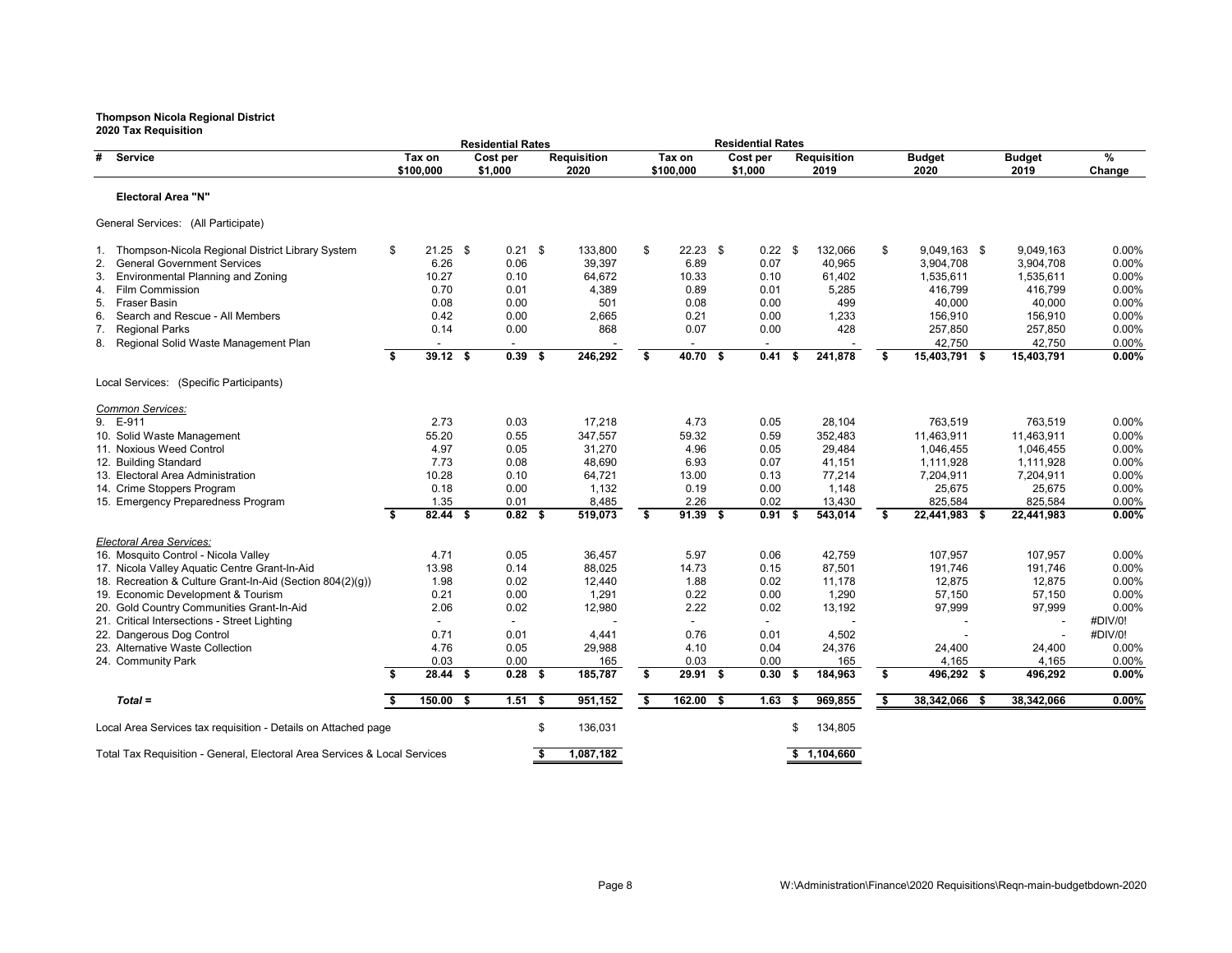**Thompson Nicola Regional District**
**2020 Tax Requisition**

| # | Service | Residential Rates Tax on $100,000 | Residential Rates Cost per $1,000 | Requisition 2020 | Residential Rates Tax on $100,000 | Residential Rates Cost per $1,000 | Requisition 2019 | Budget 2020 | Budget 2019 | % Change |
|---|---|---|---|---|---|---|---|---|---|---|
| | **Electoral Area "N"** | | | | | | | | | |
| | General Services: (All Participate) | | | | | | | | | |
| 1. | Thompson-Nicola Regional District Library System | $ 21.25 | $ 0.21 | $ 133,800 | $ 22.23 | $ 0.22 | $ 132,066 | $ 9,049,163 | $ 9,049,163 | 0.00% |
| 2. | General Government Services | 6.26 | 0.06 | 39,397 | 6.89 | 0.07 | 40,965 | 3,904,708 | 3,904,708 | 0.00% |
| 3. | Environmental Planning and Zoning | 10.27 | 0.10 | 64,672 | 10.33 | 0.10 | 61,402 | 1,535,611 | 1,535,611 | 0.00% |
| 4. | Film Commission | 0.70 | 0.01 | 4,389 | 0.89 | 0.01 | 5,285 | 416,799 | 416,799 | 0.00% |
| 5. | Fraser Basin | 0.08 | 0.00 | 501 | 0.08 | 0.00 | 499 | 40,000 | 40,000 | 0.00% |
| 6. | Search and Rescue - All Members | 0.42 | 0.00 | 2,665 | 0.21 | 0.00 | 1,233 | 156,910 | 156,910 | 0.00% |
| 7. | Regional Parks | 0.14 | 0.00 | 868 | 0.07 | 0.00 | 428 | 257,850 | 257,850 | 0.00% |
| 8. | Regional Solid Waste Management Plan | - | - | - | - | - | - | 42,750 | 42,750 | 0.00% |
| | | **$ 39.12** | **$ 0.39** | **$ 246,292** | **$ 40.70** | **$ 0.41** | **$ 241,878** | **$ 15,403,791** | **$ 15,403,791** | **0.00%** |
| | Local Services: (Specific Participants) | | | | | | | | | |
| | *Common Services:* | | | | | | | | | |
| 9. | E-911 | 2.73 | 0.03 | 17,218 | 4.73 | 0.05 | 28,104 | 763,519 | 763,519 | 0.00% |
| 10. | Solid Waste Management | 55.20 | 0.55 | 347,557 | 59.32 | 0.59 | 352,483 | 11,463,911 | 11,463,911 | 0.00% |
| 11. | Noxious Weed Control | 4.97 | 0.05 | 31,270 | 4.96 | 0.05 | 29,484 | 1,046,455 | 1,046,455 | 0.00% |
| 12. | Building Standard | 7.73 | 0.08 | 48,690 | 6.93 | 0.07 | 41,151 | 1,111,928 | 1,111,928 | 0.00% |
| 13. | Electoral Area Administration | 10.28 | 0.10 | 64,721 | 13.00 | 0.13 | 77,214 | 7,204,911 | 7,204,911 | 0.00% |
| 14. | Crime Stoppers Program | 0.18 | 0.00 | 1,132 | 0.19 | 0.00 | 1,148 | 25,675 | 25,675 | 0.00% |
| 15. | Emergency Preparedness Program | 1.35 | 0.01 | 8,485 | 2.26 | 0.02 | 13,430 | 825,584 | 825,584 | 0.00% |
| | | **$ 82.44** | **$ 0.82** | **$ 519,073** | **$ 91.39** | **$ 0.91** | **$ 543,014** | **$ 22,441,983** | **$ 22,441,983** | **0.00%** |
| | *Electoral Area Services:* | | | | | | | | | |
| 16. | Mosquito Control - Nicola Valley | 4.71 | 0.05 | 36,457 | 5.97 | 0.06 | 42,759 | 107,957 | 107,957 | 0.00% |
| 17. | Nicola Valley Aquatic Centre Grant-In-Aid | 13.98 | 0.14 | 88,025 | 14.73 | 0.15 | 87,501 | 191,746 | 191,746 | 0.00% |
| 18. | Recreation & Culture Grant-In-Aid (Section 804(2)(g)) | 1.98 | 0.02 | 12,440 | 1.88 | 0.02 | 11,178 | 12,875 | 12,875 | 0.00% |
| 19. | Economic Development & Tourism | 0.21 | 0.00 | 1,291 | 0.22 | 0.00 | 1,290 | 57,150 | 57,150 | 0.00% |
| 20. | Gold Country Communities Grant-In-Aid | 2.06 | 0.02 | 12,980 | 2.22 | 0.02 | 13,192 | 97,999 | 97,999 | 0.00% |
| 21. | Critical Intersections - Street Lighting | - | - | - | - | - | - | - | - | #DIV/0! |
| 22. | Dangerous Dog Control | 0.71 | 0.01 | 4,441 | 0.76 | 0.01 | 4,502 | - | - | #DIV/0! |
| 23. | Alternative Waste Collection | 4.76 | 0.05 | 29,988 | 4.10 | 0.04 | 24,376 | 24,400 | 24,400 | 0.00% |
| 24. | Community Park | 0.03 | 0.00 | 165 | 0.03 | 0.00 | 165 | 4,165 | 4,165 | 0.00% |
| | | **$ 28.44** | **$ 0.28** | **$ 185,787** | **$ 29.91** | **$ 0.30** | **$ 184,963** | **$ 496,292** | **$ 496,292** | **0.00%** |
| | ***Total =*** | **$ 150.00** | **$ 1.51** | **$ 951,152** | **$ 162.00** | **$ 1.63** | **$ 969,855** | **$ 38,342,066** | **$ 38,342,066** | **0.00%** |
| | Local Area Services tax requisition - Details on Attached page | | | $ 136,031 | | | $ 134,805 | | | |
| | Total Tax Requisition - General, Electoral Area Services & Local Services | | | **$ 1,087,182** | | | **$ 1,104,660** | | | |

W:\Administration\Finance\2020 Requisitions\Reqn-main-budgetbdown-2020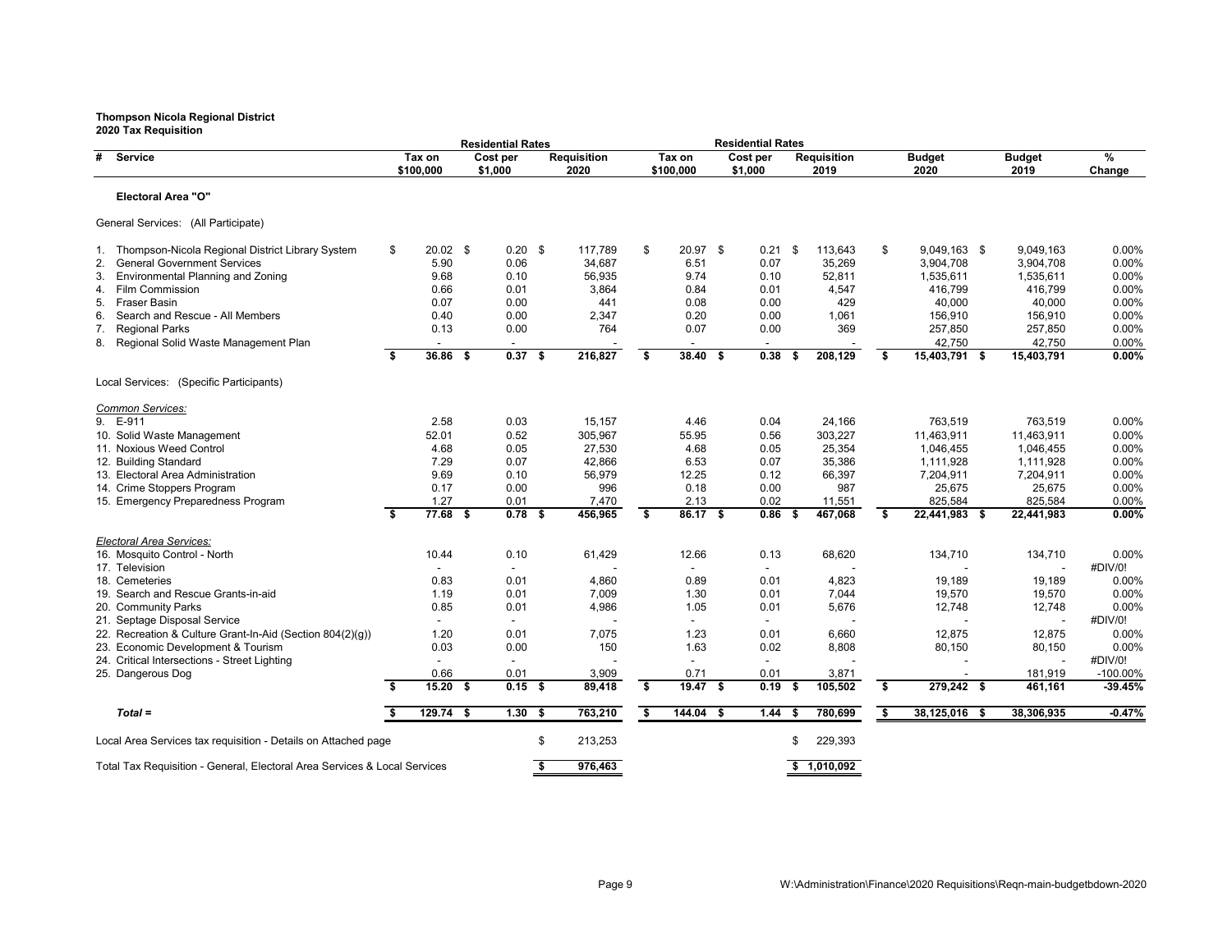**Thompson Nicola Regional District**
**2020 Tax Requisition**

| # | Service | Residential Rates Tax on $100,000 | Residential Rates Cost per $1,000 | Requisition 2020 | Residential Rates Tax on $100,000 | Residential Rates Cost per $1,000 | Requisition 2019 | Budget 2020 | Budget 2019 | % Change |
|---|---|---|---|---|---|---|---|---|---|---|
| | **Electoral Area "O"** | | | | | | | | | |
| | General Services: (All Participate) | | | | | | | | | |
| 1. | Thompson-Nicola Regional District Library System | $ 20.02 | $ 0.20 | $ 117,789 | $ 20.97 | $ 0.21 | $ 113,643 | $ 9,049,163 | $ 9,049,163 | 0.00% |
| 2. | General Government Services | 5.90 | 0.06 | 34,687 | 6.51 | 0.07 | 35,269 | 3,904,708 | 3,904,708 | 0.00% |
| 3. | Environmental Planning and Zoning | 9.68 | 0.10 | 56,935 | 9.74 | 0.10 | 52,811 | 1,535,611 | 1,535,611 | 0.00% |
| 4. | Film Commission | 0.66 | 0.01 | 3,864 | 0.84 | 0.01 | 4,547 | 416,799 | 416,799 | 0.00% |
| 5. | Fraser Basin | 0.07 | 0.00 | 441 | 0.08 | 0.00 | 429 | 40,000 | 40,000 | 0.00% |
| 6. | Search and Rescue - All Members | 0.40 | 0.00 | 2,347 | 0.20 | 0.00 | 1,061 | 156,910 | 156,910 | 0.00% |
| 7. | Regional Parks | 0.13 | 0.00 | 764 | 0.07 | 0.00 | 369 | 257,850 | 257,850 | 0.00% |
| 8. | Regional Solid Waste Management Plan | - | - | - | - | - | - | 42,750 | 42,750 | 0.00% |
| | | **$ 36.86** | **$ 0.37** | **$ 216,827** | **$ 38.40** | **$ 0.38** | **$ 208,129** | **$ 15,403,791** | **$ 15,403,791** | **0.00%** |
| | Local Services: (Specific Participants) | | | | | | | | | |
| | *Common Services:* | | | | | | | | | |
| 9. | E-911 | 2.58 | 0.03 | 15,157 | 4.46 | 0.04 | 24,166 | 763,519 | 763,519 | 0.00% |
| 10. | Solid Waste Management | 52.01 | 0.52 | 305,967 | 55.95 | 0.56 | 303,227 | 11,463,911 | 11,463,911 | 0.00% |
| 11. | Noxious Weed Control | 4.68 | 0.05 | 27,530 | 4.68 | 0.05 | 25,354 | 1,046,455 | 1,046,455 | 0.00% |
| 12. | Building Standard | 7.29 | 0.07 | 42,866 | 6.53 | 0.07 | 35,386 | 1,111,928 | 1,111,928 | 0.00% |
| 13. | Electoral Area Administration | 9.69 | 0.10 | 56,979 | 12.25 | 0.12 | 66,397 | 7,204,911 | 7,204,911 | 0.00% |
| 14. | Crime Stoppers Program | 0.17 | 0.00 | 996 | 0.18 | 0.00 | 987 | 25,675 | 25,675 | 0.00% |
| 15. | Emergency Preparedness Program | 1.27 | 0.01 | 7,470 | 2.13 | 0.02 | 11,551 | 825,584 | 825,584 | 0.00% |
| | | **$ 77.68** | **$ 0.78** | **$ 456,965** | **$ 86.17** | **$ 0.86** | **$ 467,068** | **$ 22,441,983** | **$ 22,441,983** | **0.00%** |
| | *Electoral Area Services:* | | | | | | | | | |
| 16. | Mosquito Control - North | 10.44 | 0.10 | 61,429 | 12.66 | 0.13 | 68,620 | 134,710 | 134,710 | 0.00% |
| 17. | Television | - | - | - | - | - | - | - | - | #DIV/0! |
| 18. | Cemeteries | 0.83 | 0.01 | 4,860 | 0.89 | 0.01 | 4,823 | 19,189 | 19,189 | 0.00% |
| 19. | Search and Rescue Grants-in-aid | 1.19 | 0.01 | 7,009 | 1.30 | 0.01 | 7,044 | 19,570 | 19,570 | 0.00% |
| 20. | Community Parks | 0.85 | 0.01 | 4,986 | 1.05 | 0.01 | 5,676 | 12,748 | 12,748 | 0.00% |
| 21. | Septage Disposal Service | - | - | - | - | - | - | - | - | #DIV/0! |
| 22. | Recreation & Culture Grant-In-Aid (Section 804(2)(g)) | 1.20 | 0.01 | 7,075 | 1.23 | 0.01 | 6,660 | 12,875 | 12,875 | 0.00% |
| 23. | Economic Development & Tourism | 0.03 | 0.00 | 150 | 1.63 | 0.02 | 8,808 | 80,150 | 80,150 | 0.00% |
| 24. | Critical Intersections - Street Lighting | - | - | - | - | - | - | - | - | #DIV/0! |
| 25. | Dangerous Dog | 0.66 | 0.01 | 3,909 | 0.71 | 0.01 | 3,871 | - | 181,919 | -100.00% |
| | | **$ 15.20** | **$ 0.15** | **$ 89,418** | **$ 19.47** | **$ 0.19** | **$ 105,502** | **$ 279,242** | **$ 461,161** | **-39.45%** |
| | ***Total =*** | **$ 129.74** | **$ 1.30** | **$ 763,210** | **$ 144.04** | **$ 1.44** | **$ 780,699** | **$ 38,125,016** | **$ 38,306,935** | **-0.47%** |
| | Local Area Services tax requisition - Details on Attached page | | | $ 213,253 | | | $ 229,393 | | | |
| | Total Tax Requisition - General, Electoral Area Services & Local Services | | | **$ 976,463** | | | **$ 1,010,092** | | | |

W:\Administration\Finance\2020 Requisitions\Reqn-main-budgetbdown-2020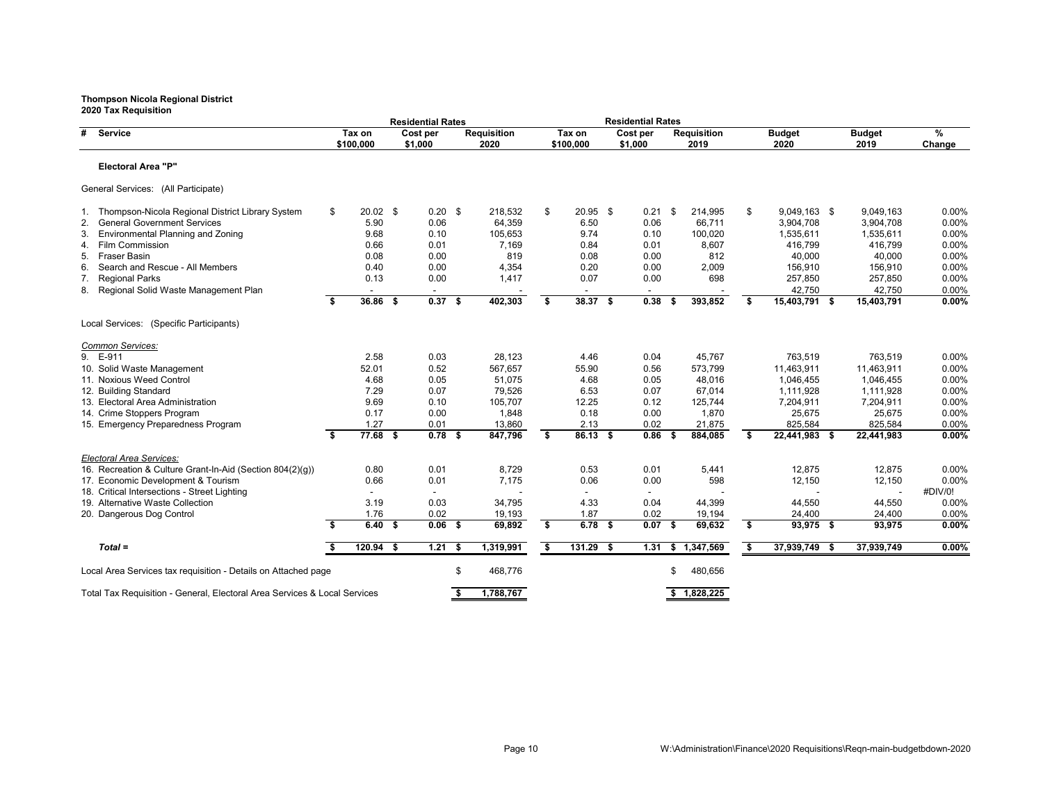**Thompson Nicola Regional District**
**2020 Tax Requisition**

| # | Service | Residential Rates Tax on $100,000 | Residential Rates Cost per $1,000 | Requisition 2020 | Residential Rates Tax on $100,000 | Residential Rates Cost per $1,000 | Requisition 2019 | Budget 2020 | Budget 2019 | % Change |
|---|---|---|---|---|---|---|---|---|---|---|
| | **Electoral Area "P"** | | | | | | | | | |
| | General Services: (All Participate) | | | | | | | | | |
| 1. | Thompson-Nicola Regional District Library System | $ 20.02 | $ 0.20 | $ 218,532 | $ 20.95 | $ 0.21 | $ 214,995 | $ 9,049,163 | $ 9,049,163 | 0.00% |
| 2. | General Government Services | 5.90 | 0.06 | 64,359 | 6.50 | 0.06 | 66,711 | 3,904,708 | 3,904,708 | 0.00% |
| 3. | Environmental Planning and Zoning | 9.68 | 0.10 | 105,653 | 9.74 | 0.10 | 100,020 | 1,535,611 | 1,535,611 | 0.00% |
| 4. | Film Commission | 0.66 | 0.01 | 7,169 | 0.84 | 0.01 | 8,607 | 416,799 | 416,799 | 0.00% |
| 5. | Fraser Basin | 0.08 | 0.00 | 819 | 0.08 | 0.00 | 812 | 40,000 | 40,000 | 0.00% |
| 6. | Search and Rescue - All Members | 0.40 | 0.00 | 4,354 | 0.20 | 0.00 | 2,009 | 156,910 | 156,910 | 0.00% |
| 7. | Regional Parks | 0.13 | 0.00 | 1,417 | 0.07 | 0.00 | 698 | 257,850 | 257,850 | 0.00% |
| 8. | Regional Solid Waste Management Plan | - | - | - | - | - | - | 42,750 | 42,750 | 0.00% |
| | | **$ 36.86** | **$ 0.37** | **$ 402,303** | **$ 38.37** | **$ 0.38** | **$ 393,852** | **$ 15,403,791** | **$ 15,403,791** | **0.00%** |
| | Local Services: (Specific Participants) | | | | | | | | | |
| | *Common Services:* | | | | | | | | | |
| 9. | E-911 | 2.58 | 0.03 | 28,123 | 4.46 | 0.04 | 45,767 | 763,519 | 763,519 | 0.00% |
| 10. | Solid Waste Management | 52.01 | 0.52 | 567,657 | 55.90 | 0.56 | 573,799 | 11,463,911 | 11,463,911 | 0.00% |
| 11. | Noxious Weed Control | 4.68 | 0.05 | 51,075 | 4.68 | 0.05 | 48,016 | 1,046,455 | 1,046,455 | 0.00% |
| 12. | Building Standard | 7.29 | 0.07 | 79,526 | 6.53 | 0.07 | 67,014 | 1,111,928 | 1,111,928 | 0.00% |
| 13. | Electoral Area Administration | 9.69 | 0.10 | 105,707 | 12.25 | 0.12 | 125,744 | 7,204,911 | 7,204,911 | 0.00% |
| 14. | Crime Stoppers Program | 0.17 | 0.00 | 1,848 | 0.18 | 0.00 | 1,870 | 25,675 | 25,675 | 0.00% |
| 15. | Emergency Preparedness Program | 1.27 | 0.01 | 13,860 | 2.13 | 0.02 | 21,875 | 825,584 | 825,584 | 0.00% |
| | | **$ 77.68** | **$ 0.78** | **$ 847,796** | **$ 86.13** | **$ 0.86** | **$ 884,085** | **$ 22,441,983** | **$ 22,441,983** | **0.00%** |
| | *Electoral Area Services:* | | | | | | | | | |
| 16. | Recreation & Culture Grant-In-Aid (Section 804(2)(g)) | 0.80 | 0.01 | 8,729 | 0.53 | 0.01 | 5,441 | 12,875 | 12,875 | 0.00% |
| 17. | Economic Development & Tourism | 0.66 | 0.01 | 7,175 | 0.06 | 0.00 | 598 | 12,150 | 12,150 | 0.00% |
| 18. | Critical Intersections - Street Lighting | - | - | - | - | - | - | - | - | #DIV/0! |
| 19. | Alternative Waste Collection | 3.19 | 0.03 | 34,795 | 4.33 | 0.04 | 44,399 | 44,550 | 44,550 | 0.00% |
| 20. | Dangerous Dog Control | 1.76 | 0.02 | 19,193 | 1.87 | 0.02 | 19,194 | 24,400 | 24,400 | 0.00% |
| | | **$ 6.40** | **$ 0.06** | **$ 69,892** | **$ 6.78** | **$ 0.07** | **$ 69,632** | **$ 93,975** | **$ 93,975** | **0.00%** |
| | ***Total =*** | **$ 120.94** | **$ 1.21** | **$ 1,319,991** | **$ 131.29** | **$ 1.31** | **$ 1,347,569** | **$ 37,939,749** | **$ 37,939,749** | **0.00%** |
| | Local Area Services tax requisition - Details on Attached page | | | $ 468,776 | | | $ 480,656 | | | |
| | Total Tax Requisition - General, Electoral Area Services & Local Services | | | **$ 1,788,767** | | | **$ 1,828,225** | | | |

W:\Administration\Finance\2020 Requisitions\Reqn-main-budgetbdown-2020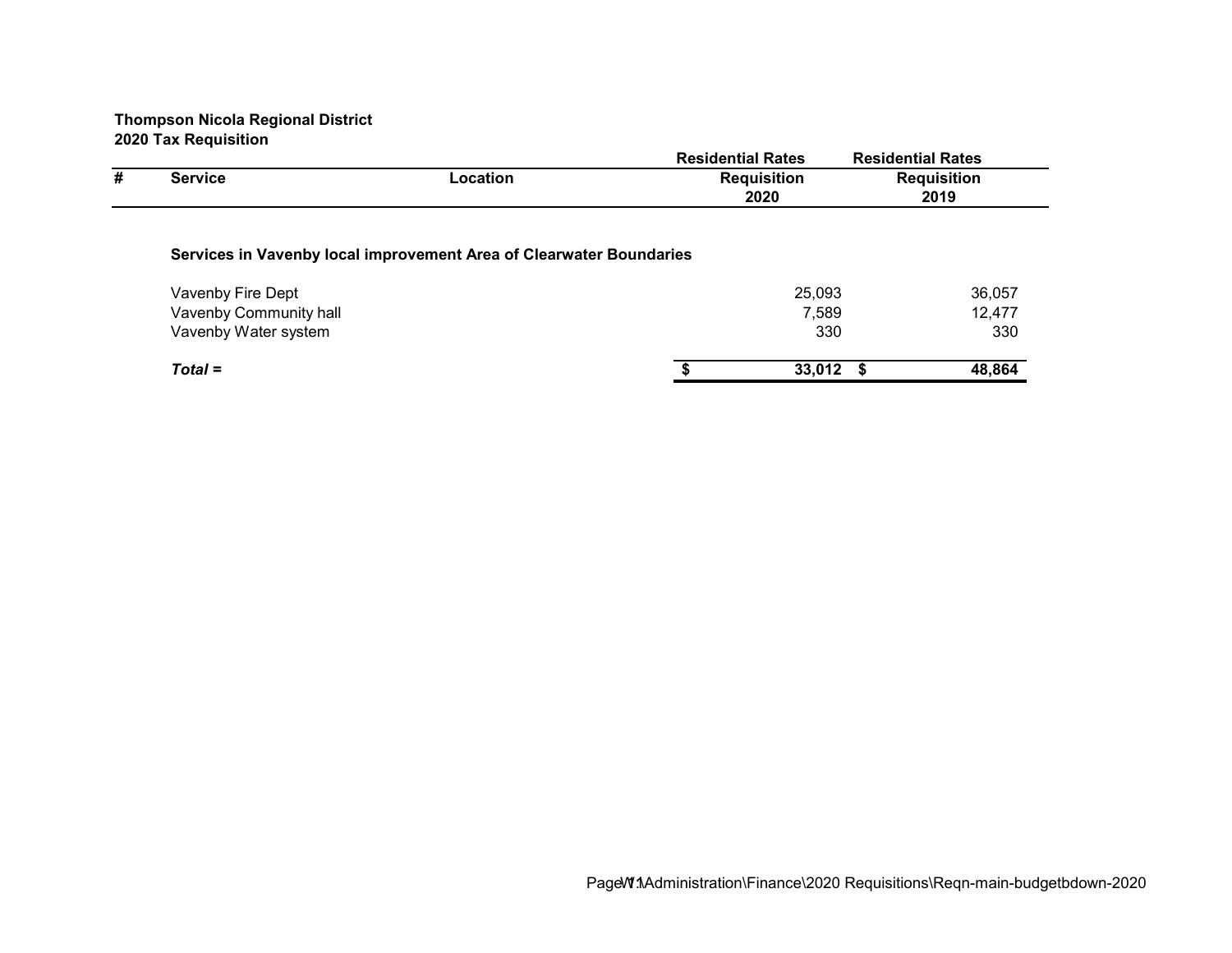**Thompson Nicola Regional District**
**2020 Tax Requisition**

| # | Service | Location | Residential Rates Requisition 2020 | Residential Rates Requisition 2019 |
|---|---|---|---|---|
| | **Services in Vavenby local improvement Area of Clearwater Boundaries** | | | |
| | Vavenby Fire Dept | | 25,093 | 36,057 |
| | Vavenby Community hall | | 7,589 | 12,477 |
| | Vavenby Water system | | 330 | 330 |
| | ***Total =*** | | **$ 33,012** | **$ 48,864** |

W:\Administration\Finance\2020 Requisitions\Reqn-main-budgetbdown-2020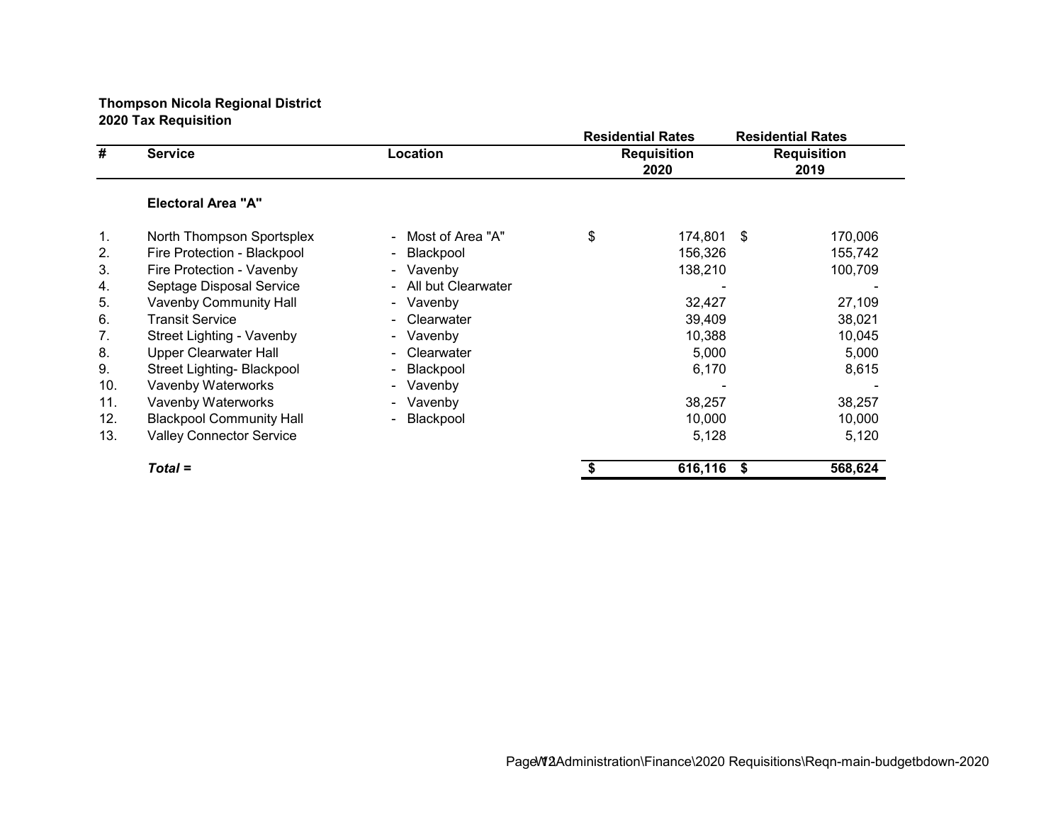**Thompson Nicola Regional District**
**2020 Tax Requisition**

| # | Service | Location | Residential Rates Requisition 2020 | Residential Rates Requisition 2019 |
|---|---|---|---|---|
| | **Electoral Area "A"** | | | |
| 1. | North Thompson Sportsplex | - Most of Area "A" | $ 174,801 | $ 170,006 |
| 2. | Fire Protection - Blackpool | - Blackpool | 156,326 | 155,742 |
| 3. | Fire Protection - Vavenby | - Vavenby | 138,210 | 100,709 |
| 4. | Septage Disposal Service | - All but Clearwater | - | - |
| 5. | Vavenby Community Hall | - Vavenby | 32,427 | 27,109 |
| 6. | Transit Service | - Clearwater | 39,409 | 38,021 |
| 7. | Street Lighting - Vavenby | - Vavenby | 10,388 | 10,045 |
| 8. | Upper Clearwater Hall | - Clearwater | 5,000 | 5,000 |
| 9. | Street Lighting- Blackpool | - Blackpool | 6,170 | 8,615 |
| 10. | Vavenby Waterworks | - Vavenby | - | - |
| 11. | Vavenby Waterworks | - Vavenby | 38,257 | 38,257 |
| 12. | Blackpool Community Hall | - Blackpool | 10,000 | 10,000 |
| 13. | Valley Connector Service | | 5,128 | 5,120 |
| | ***Total =*** | | **$ 616,116** | **$ 568,624** |

W:\Administration\Finance\2020 Requisitions\Reqn-main-budgetbdown-2020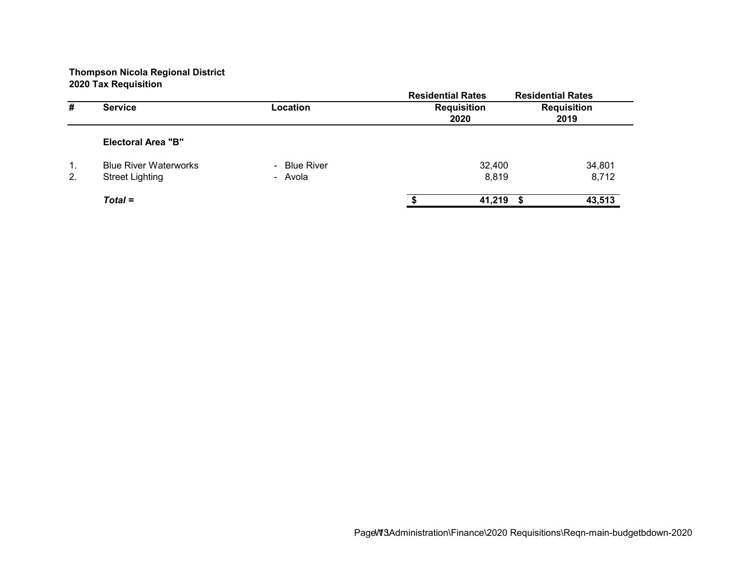**Thompson Nicola Regional District**
**2020 Tax Requisition**

| # | Service | Location | Residential Rates Requisition 2020 | Residential Rates Requisition 2019 |
|---|---|---|---|---|
| | **Electoral Area "B"** | | | |
| 1. | Blue River Waterworks | - Blue River | 32,400 | 34,801 |
| 2. | Street Lighting | - Avola | 8,819 | 8,712 |
| | ***Total =*** | | **$ 41,219** | **$ 43,513** |

W:\Administration\Finance\2020 Requisitions\Reqn-main-budgetbdown-2020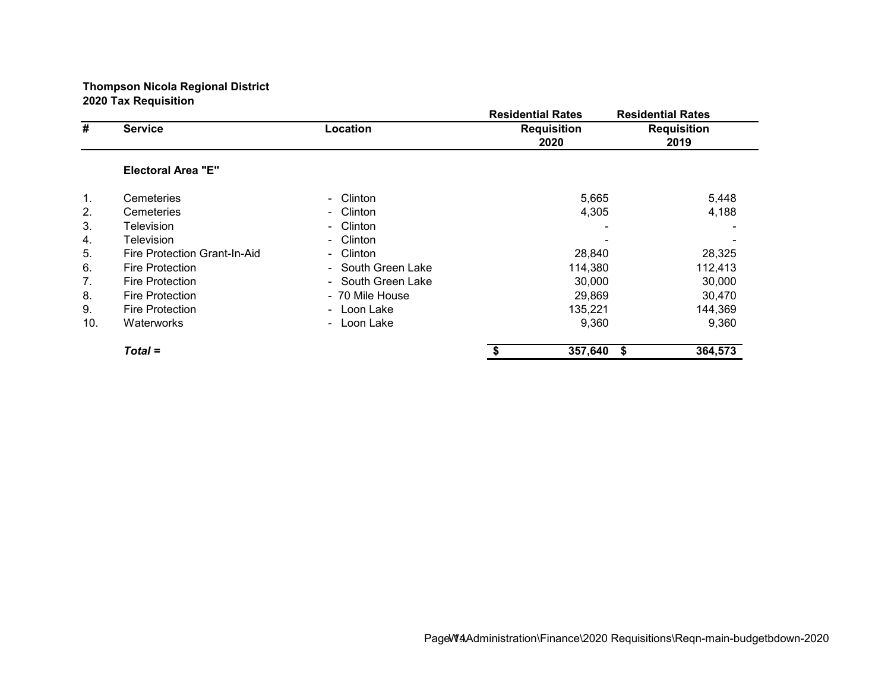**Thompson Nicola Regional District**
**2020 Tax Requisition**

| # | Service | Location | Residential Rates Requisition 2020 | Residential Rates Requisition 2019 |
|---|---|---|---|---|
| | **Electoral Area "E"** | | | |
| 1. | Cemeteries | - Clinton | 5,665 | 5,448 |
| 2. | Cemeteries | - Clinton | 4,305 | 4,188 |
| 3. | Television | - Clinton | - | - |
| 4. | Television | - Clinton | - | - |
| 5. | Fire Protection Grant-In-Aid | - Clinton | 28,840 | 28,325 |
| 6. | Fire Protection | - South Green Lake | 114,380 | 112,413 |
| 7. | Fire Protection | - South Green Lake | 30,000 | 30,000 |
| 8. | Fire Protection | - 70 Mile House | 29,869 | 30,470 |
| 9. | Fire Protection | - Loon Lake | 135,221 | 144,369 |
| 10. | Waterworks | - Loon Lake | 9,360 | 9,360 |
| | ***Total =*** | | **$ 357,640** | **$ 364,573** |

V:\Administration\Finance\2020 Requisitions\Reqn-main-budgetbdown-2020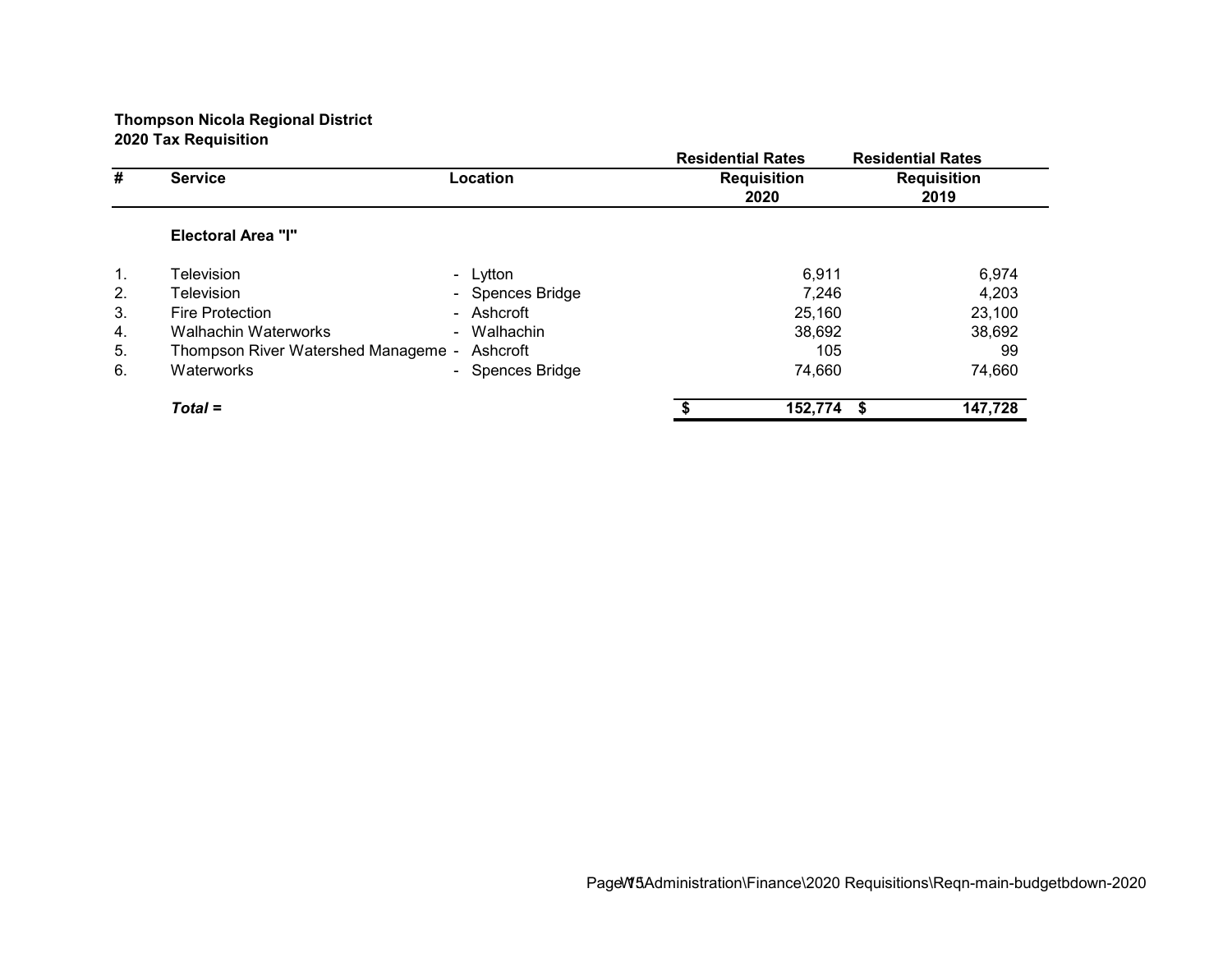**Thompson Nicola Regional District**
**2020 Tax Requisition**

| # | Service | Location | Residential Rates Requisition 2020 | Residential Rates Requisition 2019 |
|---|---|---|---|---|
| | **Electoral Area "I"** | | | |
| 1. | Television | - Lytton | 6,911 | 6,974 |
| 2. | Television | - Spences Bridge | 7,246 | 4,203 |
| 3. | Fire Protection | - Ashcroft | 25,160 | 23,100 |
| 4. | Walhachin Waterworks | - Walhachin | 38,692 | 38,692 |
| 5. | Thompson River Watershed Manageme | - Ashcroft | 105 | 99 |
| 6. | Waterworks | - Spences Bridge | 74,660 | 74,660 |
| | ***Total =*** | | **$ 152,774** | **$ 147,728** |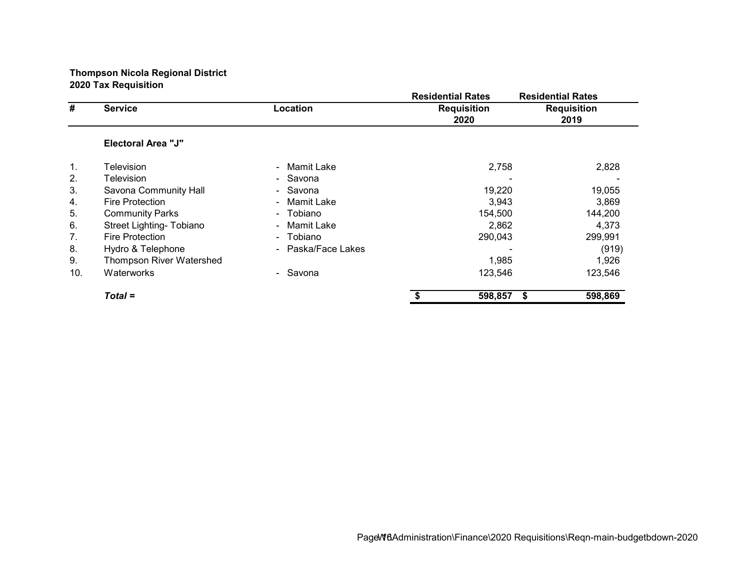**Thompson Nicola Regional District**
**2020 Tax Requisition**

| # | Service | Location | Residential Rates Requisition 2020 | Residential Rates Requisition 2019 |
|---|---|---|---|---|
| | **Electoral Area "J"** | | | |
| 1. | Television | - Mamit Lake | 2,758 | 2,828 |
| 2. | Television | - Savona | - | - |
| 3. | Savona Community Hall | - Savona | 19,220 | 19,055 |
| 4. | Fire Protection | - Mamit Lake | 3,943 | 3,869 |
| 5. | Community Parks | - Tobiano | 154,500 | 144,200 |
| 6. | Street Lighting- Tobiano | - Mamit Lake | 2,862 | 4,373 |
| 7. | Fire Protection | - Tobiano | 290,043 | 299,991 |
| 8. | Hydro & Telephone | - Paska/Face Lakes | - | (919) |
| 9. | Thompson River Watershed | | 1,985 | 1,926 |
| 10. | Waterworks | - Savona | 123,546 | 123,546 |
| | ***Total =*** | | **$ 598,857** | **$ 598,869** |

W:\Administration\Finance\2020 Requisitions\Reqn-main-budgetbdown-2020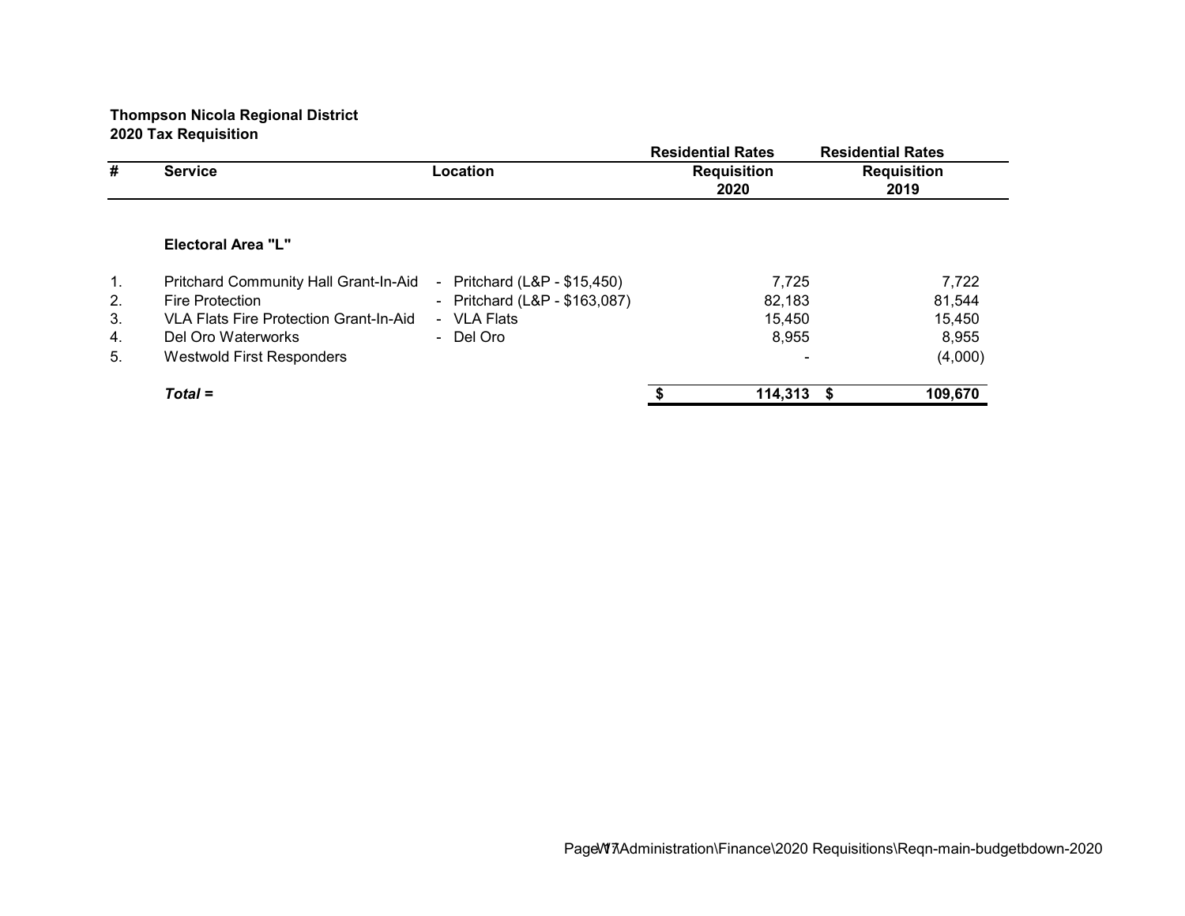**Thompson Nicola Regional District**
**2020 Tax Requisition**

| # | Service | Location | Residential Rates Requisition 2020 | Residential Rates Requisition 2019 |
|---|---|---|---|---|
| | **Electoral Area "L"** | | | |
| 1. | Pritchard Community Hall Grant-In-Aid | - Pritchard (L&P - $15,450) | 7,725 | 7,722 |
| 2. | Fire Protection | - Pritchard (L&P - $163,087) | 82,183 | 81,544 |
| 3. | VLA Flats Fire Protection Grant-In-Aid | - VLA Flats | 15,450 | 15,450 |
| 4. | Del Oro Waterworks | - Del Oro | 8,955 | 8,955 |
| 5. | Westwold First Responders | | - | (4,000) |
| | ***Total =*** | | **$ 114,313** | **$ 109,670** |

W:\Administration\Finance\2020 Requisitions\Reqn-main-budgetbdown-2020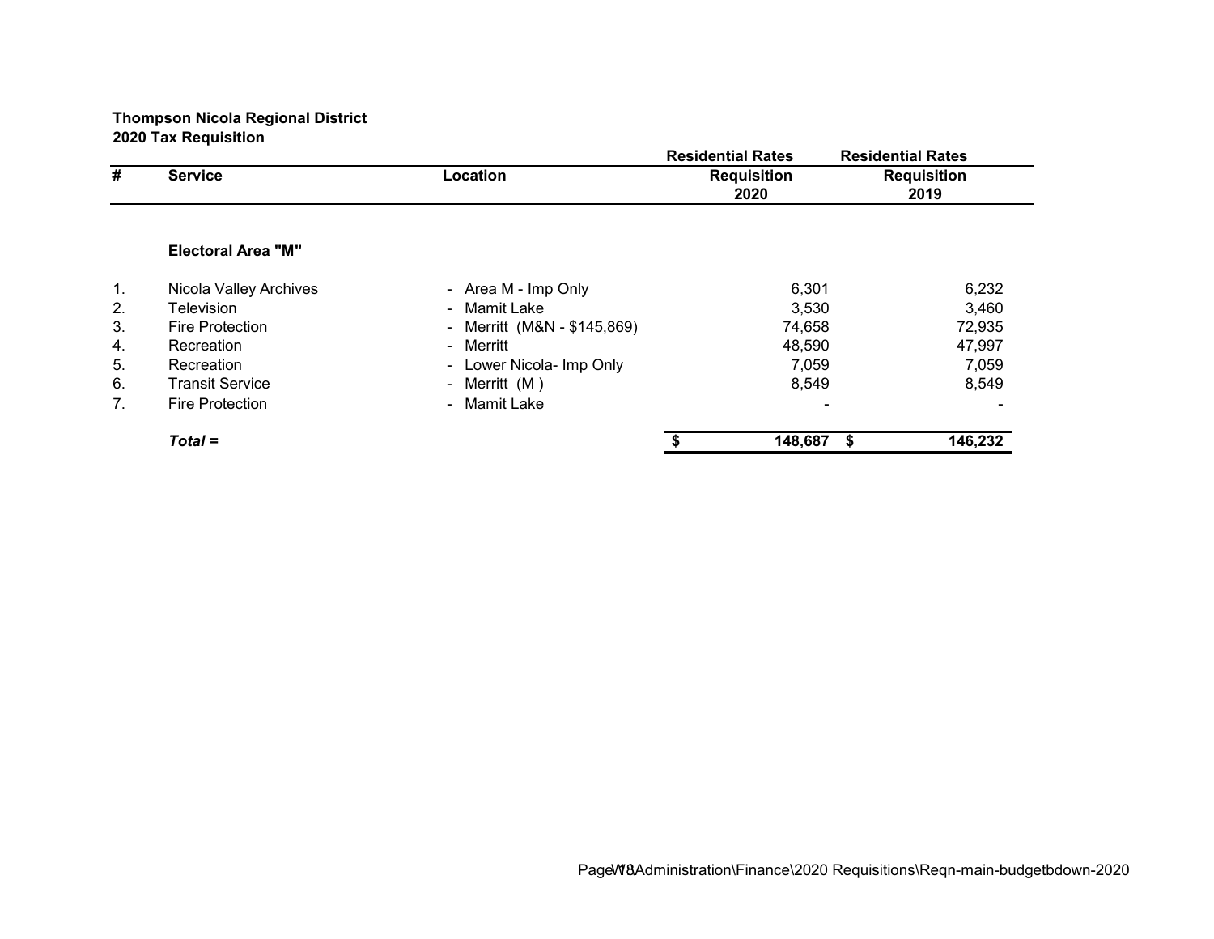**Thompson Nicola Regional District**
**2020 Tax Requisition**

| # | Service | Location | Residential Rates Requisition 2020 | Residential Rates Requisition 2019 |
|---|---|---|---|---|
| | **Electoral Area "M"** | | | |
| 1. | Nicola Valley Archives | - Area M - Imp Only | 6,301 | 6,232 |
| 2. | Television | - Mamit Lake | 3,530 | 3,460 |
| 3. | Fire Protection | - Merritt (M&N - $145,869) | 74,658 | 72,935 |
| 4. | Recreation | - Merritt | 48,590 | 47,997 |
| 5. | Recreation | - Lower Nicola- Imp Only | 7,059 | 7,059 |
| 6. | Transit Service | - Merritt (M ) | 8,549 | 8,549 |
| 7. | Fire Protection | - Mamit Lake | - | - |
| | ***Total =*** | | **$ 148,687** | **$ 146,232** |

\\Administration\Finance\2020 Requisitions\Reqn-main-budgetbdown-2020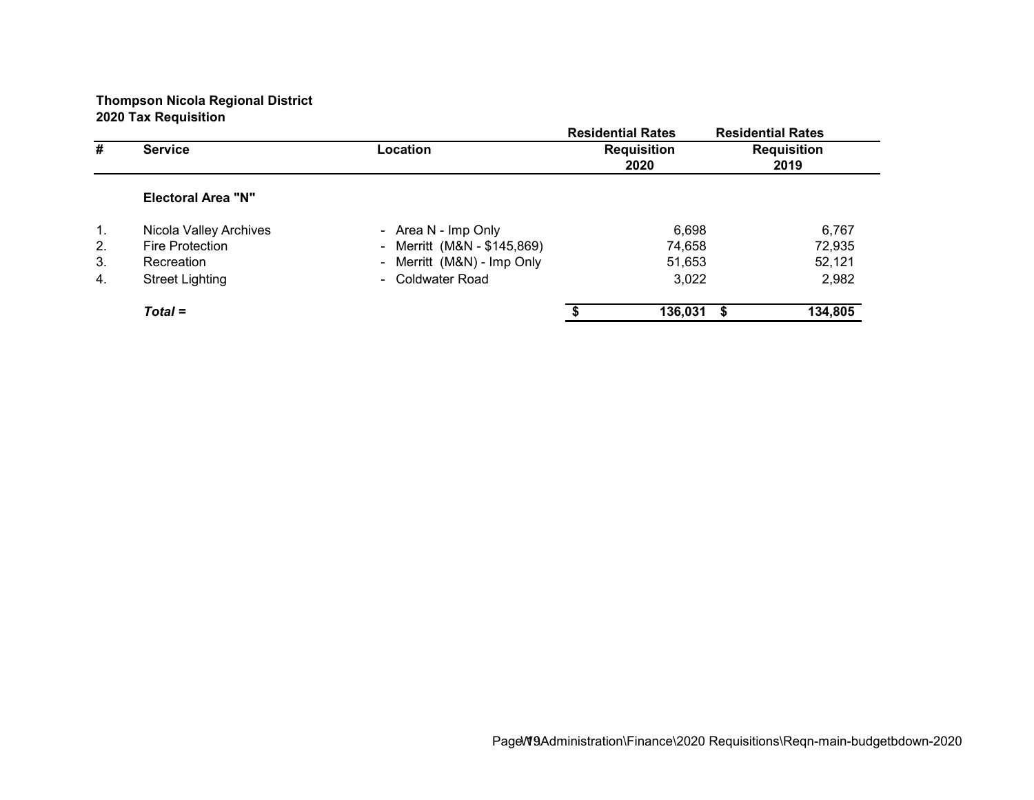**Thompson Nicola Regional District**
**2020 Tax Requisition**

| # | Service | Location | Residential Rates Requisition 2020 | Residential Rates Requisition 2019 |
|---|---|---|---|---|
| | **Electoral Area "N"** | | | |
| 1. | Nicola Valley Archives | - Area N - Imp Only | 6,698 | 6,767 |
| 2. | Fire Protection | - Merritt (M&N - $145,869) | 74,658 | 72,935 |
| 3. | Recreation | - Merritt (M&N) - Imp Only | 51,653 | 52,121 |
| 4. | Street Lighting | - Coldwater Road | 3,022 | 2,982 |
| | ***Total =*** | | **$ 136,031** | **$ 134,805** |

W:\Administration\Finance\2020 Requisitions\Reqn-main-budgetbdown-2020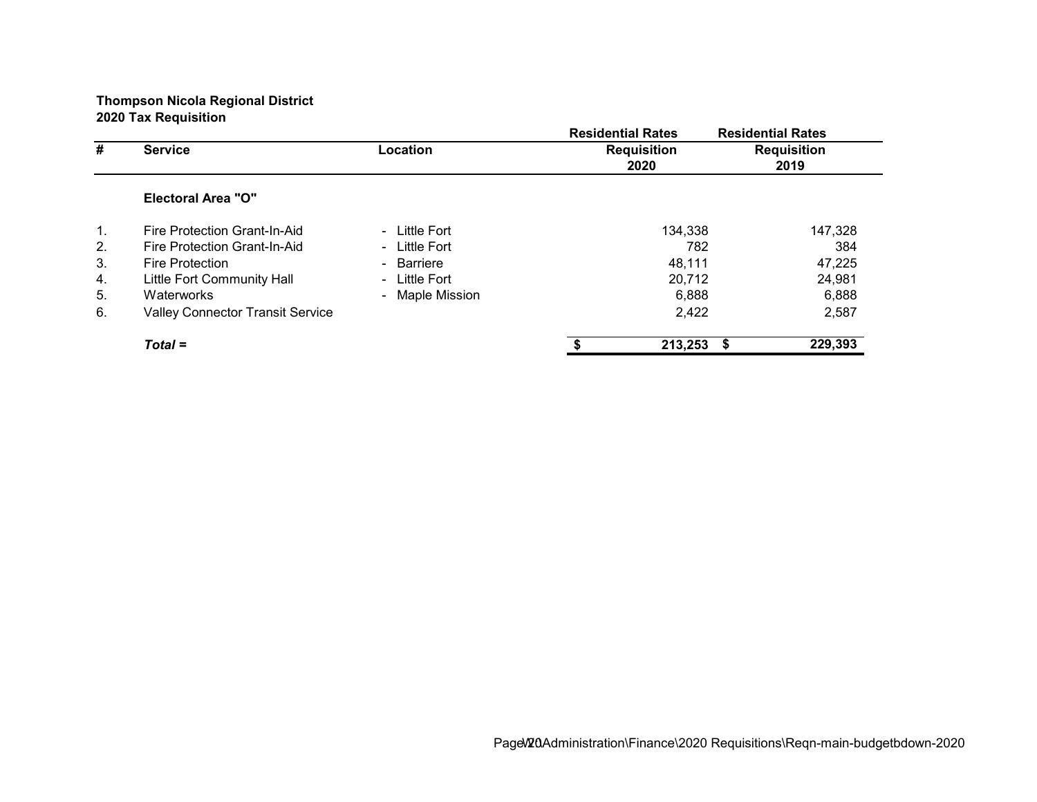**Thompson Nicola Regional District**
**2020 Tax Requisition**

| # | Service | Location | Residential Rates Requisition 2020 | Residential Rates Requisition 2019 |
|---|---|---|---|---|
| | **Electoral Area "O"** | | | |
| 1. | Fire Protection Grant-In-Aid | - Little Fort | 134,338 | 147,328 |
| 2. | Fire Protection Grant-In-Aid | - Little Fort | 782 | 384 |
| 3. | Fire Protection | - Barriere | 48,111 | 47,225 |
| 4. | Little Fort Community Hall | - Little Fort | 20,712 | 24,981 |
| 5. | Waterworks | - Maple Mission | 6,888 | 6,888 |
| 6. | Valley Connector Transit Service | | 2,422 | 2,587 |
| | ***Total =*** | | **$ 213,253** | **$ 229,393** |

V:\Administration\Finance\2020 Requisitions\Reqn-main-budgetbdown-2020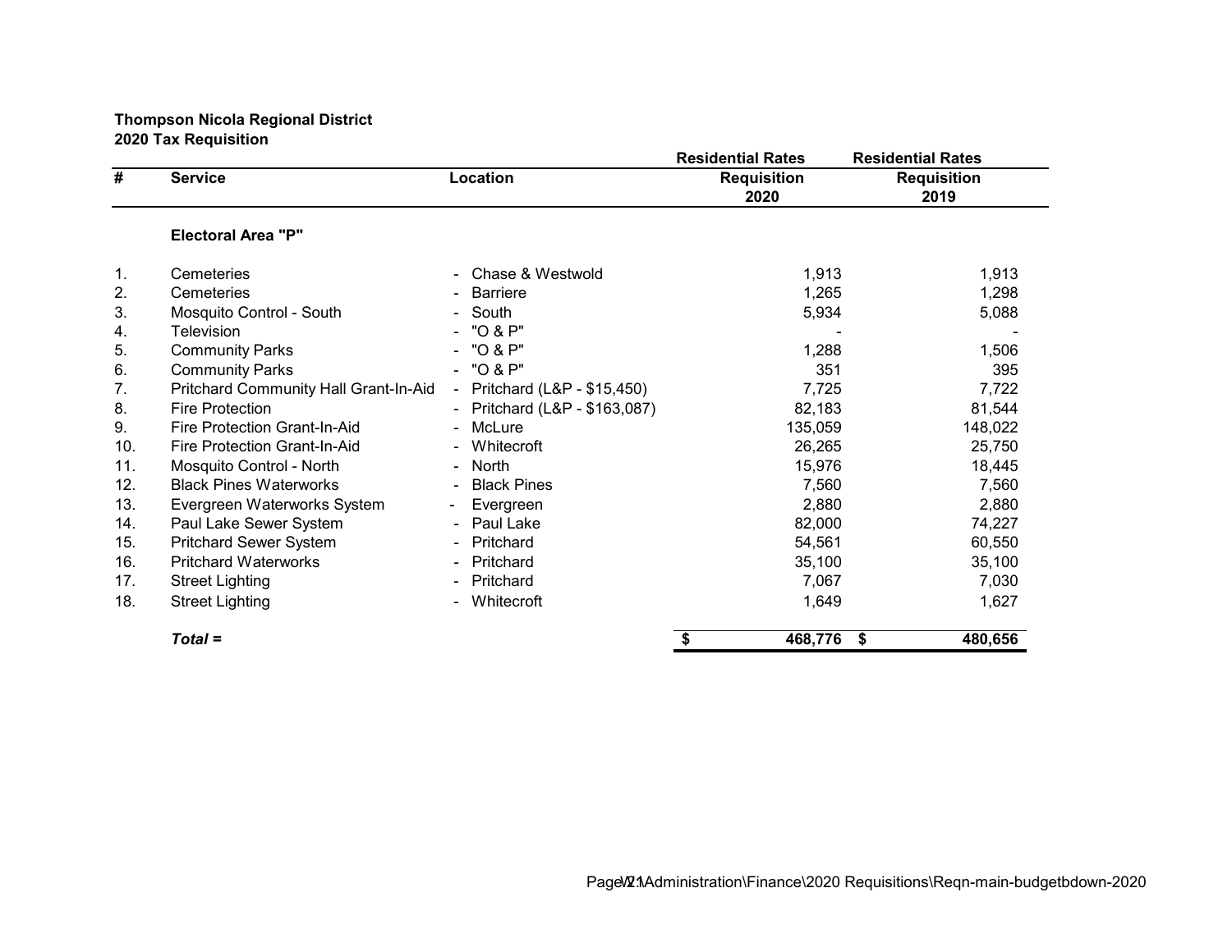**Thompson Nicola Regional District**
**2020 Tax Requisition**

| # | Service | Location | Residential Rates Requisition 2020 | Residential Rates Requisition 2019 |
|---|---|---|---|---|
| | **Electoral Area "P"** | | | |
| 1. | Cemeteries | - Chase & Westwold | 1,913 | 1,913 |
| 2. | Cemeteries | - Barriere | 1,265 | 1,298 |
| 3. | Mosquito Control - South | - South | 5,934 | 5,088 |
| 4. | Television | - "O & P" | - | - |
| 5. | Community Parks | - "O & P" | 1,288 | 1,506 |
| 6. | Community Parks | - "O & P" | 351 | 395 |
| 7. | Pritchard Community Hall Grant-In-Aid | - Pritchard (L&P - $15,450) | 7,725 | 7,722 |
| 8. | Fire Protection | - Pritchard (L&P - $163,087) | 82,183 | 81,544 |
| 9. | Fire Protection Grant-In-Aid | - McLure | 135,059 | 148,022 |
| 10. | Fire Protection Grant-In-Aid | - Whitecroft | 26,265 | 25,750 |
| 11. | Mosquito Control - North | - North | 15,976 | 18,445 |
| 12. | Black Pines Waterworks | - Black Pines | 7,560 | 7,560 |
| 13. | Evergreen Waterworks System | - Evergreen | 2,880 | 2,880 |
| 14. | Paul Lake Sewer System | - Paul Lake | 82,000 | 74,227 |
| 15. | Pritchard Sewer System | - Pritchard | 54,561 | 60,550 |
| 16. | Pritchard Waterworks | - Pritchard | 35,100 | 35,100 |
| 17. | Street Lighting | - Pritchard | 7,067 | 7,030 |
| 18. | Street Lighting | - Whitecroft | 1,649 | 1,627 |
| | ***Total =*** | | **$ 468,776** | **$ 480,656** |

W:\Administration\Finance\2020 Requisitions\Reqn-main-budgetbdown-2020